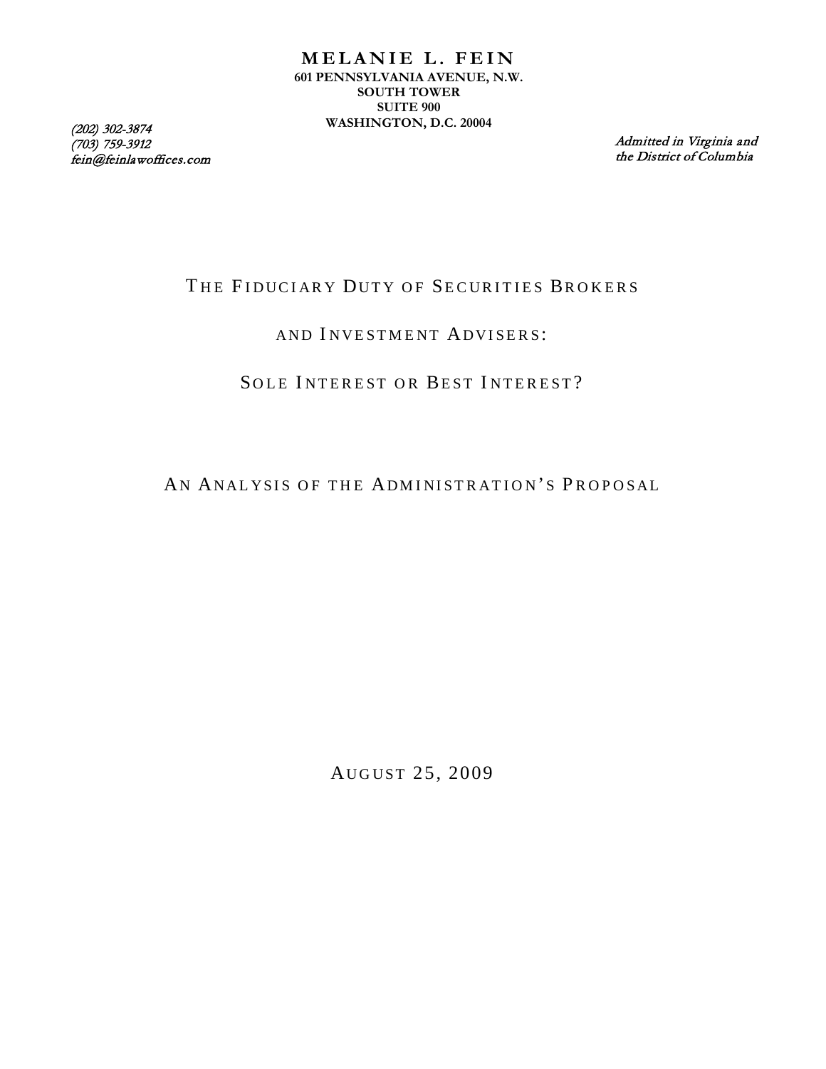**MELANIE L. FEIN**
**601 PENNSYLVANIA AVENUE, N.W.**
**SOUTH TOWER**
**SUITE 900**
**WASHINGTON, D.C. 20004**

*(202) 302-3874*
*(703) 759-3912*
*fein@feinlawoffices.com*

*Admitted in Virginia and the District of Columbia*

# THE FIDUCIARY DUTY OF SECURITIES BROKERS AND INVESTMENT ADVISERS: SOLE INTEREST OR BEST INTEREST?

## AN ANALYSIS OF THE ADMINISTRATION'S PROPOSAL

AUGUST 25, 2009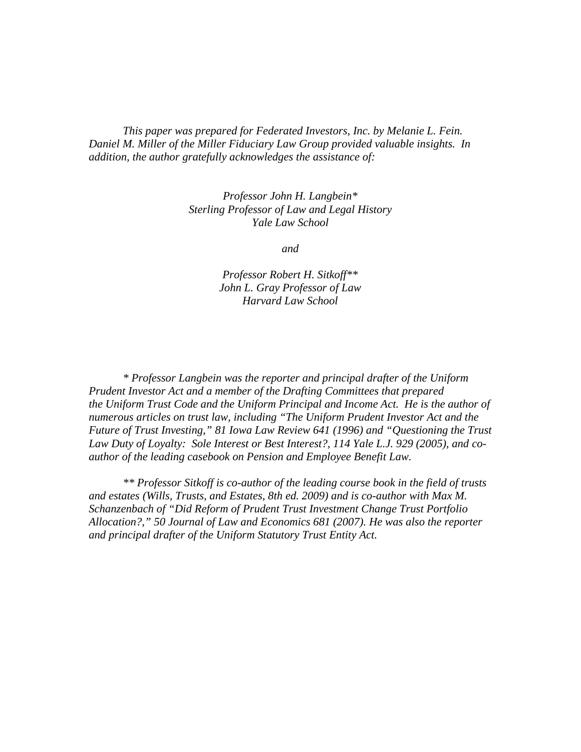*This paper was prepared for Federated Investors, Inc. by Melanie L. Fein. Daniel M. Miller of the Miller Fiduciary Law Group provided valuable insights. In addition, the author gratefully acknowledges the assistance of:*

*Professor John H. Langbein**
*Sterling Professor of Law and Legal History*
*Yale Law School*

*and*

*Professor Robert H. Sitkoff***
*John L. Gray Professor of Law*
*Harvard Law School*

** Professor Langbein was the reporter and principal drafter of the Uniform Prudent Investor Act and a member of the Drafting Committees that prepared the Uniform Trust Code and the Uniform Principal and Income Act. He is the author of numerous articles on trust law, including "The Uniform Prudent Investor Act and the Future of Trust Investing," 81 Iowa Law Review 641 (1996) and "Questioning the Trust Law Duty of Loyalty: Sole Interest or Best Interest?, 114 Yale L.J. 929 (2005), and co-author of the leading casebook on Pension and Employee Benefit Law.*

*** Professor Sitkoff is co-author of the leading course book in the field of trusts and estates (Wills, Trusts, and Estates, 8th ed. 2009) and is co-author with Max M. Schanzenbach of "Did Reform of Prudent Trust Investment Change Trust Portfolio Allocation?," 50 Journal of Law and Economics 681 (2007). He was also the reporter and principal drafter of the Uniform Statutory Trust Entity Act.*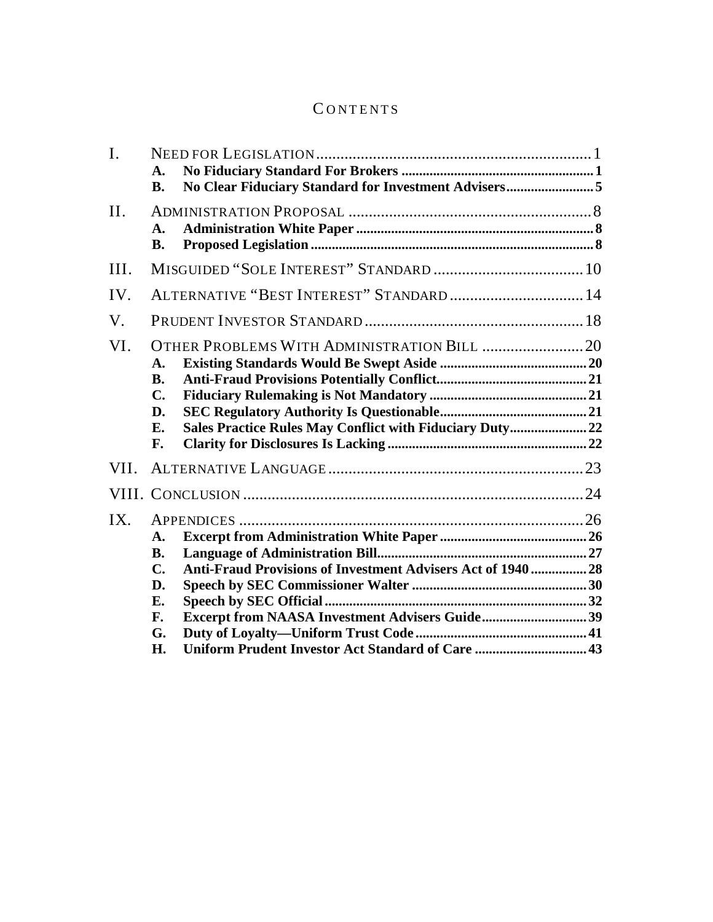# CONTENTS

I. NEED FOR LEGISLATION .......... 1
- **A. No Fiduciary Standard For Brokers .......... 1**
- **B. No Clear Fiduciary Standard for Investment Advisers .......... 5**

II. ADMINISTRATION PROPOSAL .......... 8
- **A. Administration White Paper .......... 8**
- **B. Proposed Legislation .......... 8**

III. MISGUIDED "SOLE INTEREST" STANDARD .......... 10

IV. ALTERNATIVE "BEST INTEREST" STANDARD .......... 14

V. PRUDENT INVESTOR STANDARD .......... 18

VI. OTHER PROBLEMS WITH ADMINISTRATION BILL .......... 20
- **A. Existing Standards Would Be Swept Aside .......... 20**
- **B. Anti-Fraud Provisions Potentially Conflict .......... 21**
- **C. Fiduciary Rulemaking is Not Mandatory .......... 21**
- **D. SEC Regulatory Authority Is Questionable .......... 21**
- **E. Sales Practice Rules May Conflict with Fiduciary Duty .......... 22**
- **F. Clarity for Disclosures Is Lacking .......... 22**

VII. ALTERNATIVE LANGUAGE .......... 23

VIII. CONCLUSION .......... 24

IX. APPENDICES .......... 26
- **A. Excerpt from Administration White Paper .......... 26**
- **B. Language of Administration Bill .......... 27**
- **C. Anti-Fraud Provisions of Investment Advisers Act of 1940 .......... 28**
- **D. Speech by SEC Commissioner Walter .......... 30**
- **E. Speech by SEC Official .......... 32**
- **F. Excerpt from NAASA Investment Advisers Guide .......... 39**
- **G. Duty of Loyalty—Uniform Trust Code .......... 41**
- **H. Uniform Prudent Investor Act Standard of Care .......... 43**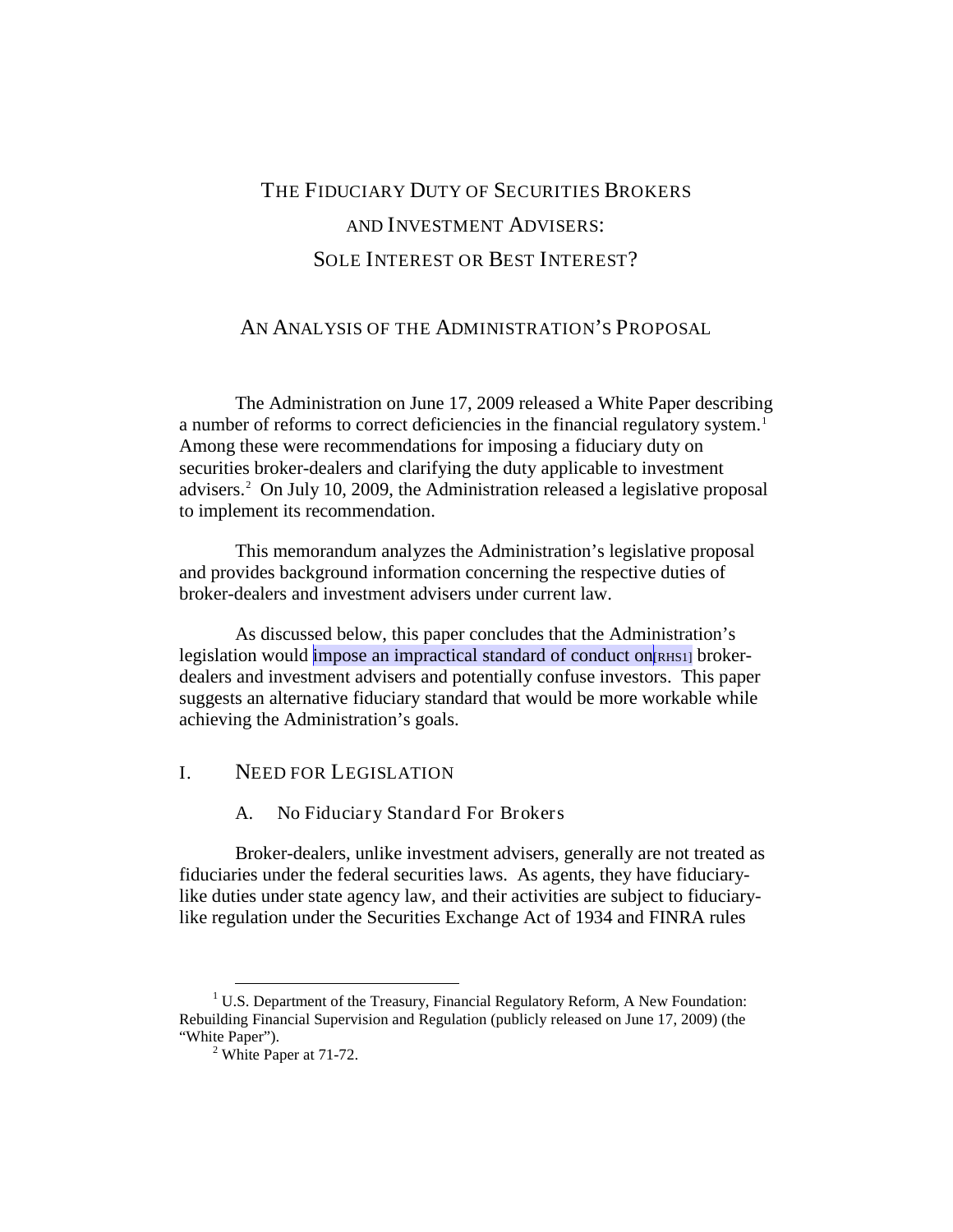# THE FIDUCIARY DUTY OF SECURITIES BROKERS AND INVESTMENT ADVISERS: SOLE INTEREST OR BEST INTEREST?

## AN ANALYSIS OF THE ADMINISTRATION'S PROPOSAL

The Administration on June 17, 2009 released a White Paper describing a number of reforms to correct deficiencies in the financial regulatory system.[1] Among these were recommendations for imposing a fiduciary duty on securities broker-dealers and clarifying the duty applicable to investment advisers.[2] On July 10, 2009, the Administration released a legislative proposal to implement its recommendation.

This memorandum analyzes the Administration's legislative proposal and provides background information concerning the respective duties of broker-dealers and investment advisers under current law.

As discussed below, this paper concludes that the Administration's legislation would impose an impractical standard of conduct on[RHS1] broker-dealers and investment advisers and potentially confuse investors. This paper suggests an alternative fiduciary standard that would be more workable while achieving the Administration's goals.

## I. NEED FOR LEGISLATION

### A. No Fiduciary Standard For Brokers

Broker-dealers, unlike investment advisers, generally are not treated as fiduciaries under the federal securities laws. As agents, they have fiduciary-like duties under state agency law, and their activities are subject to fiduciary-like regulation under the Securities Exchange Act of 1934 and FINRA rules

---

[1] U.S. Department of the Treasury, Financial Regulatory Reform, A New Foundation: Rebuilding Financial Supervision and Regulation (publicly released on June 17, 2009) (the "White Paper").

[2] White Paper at 71-72.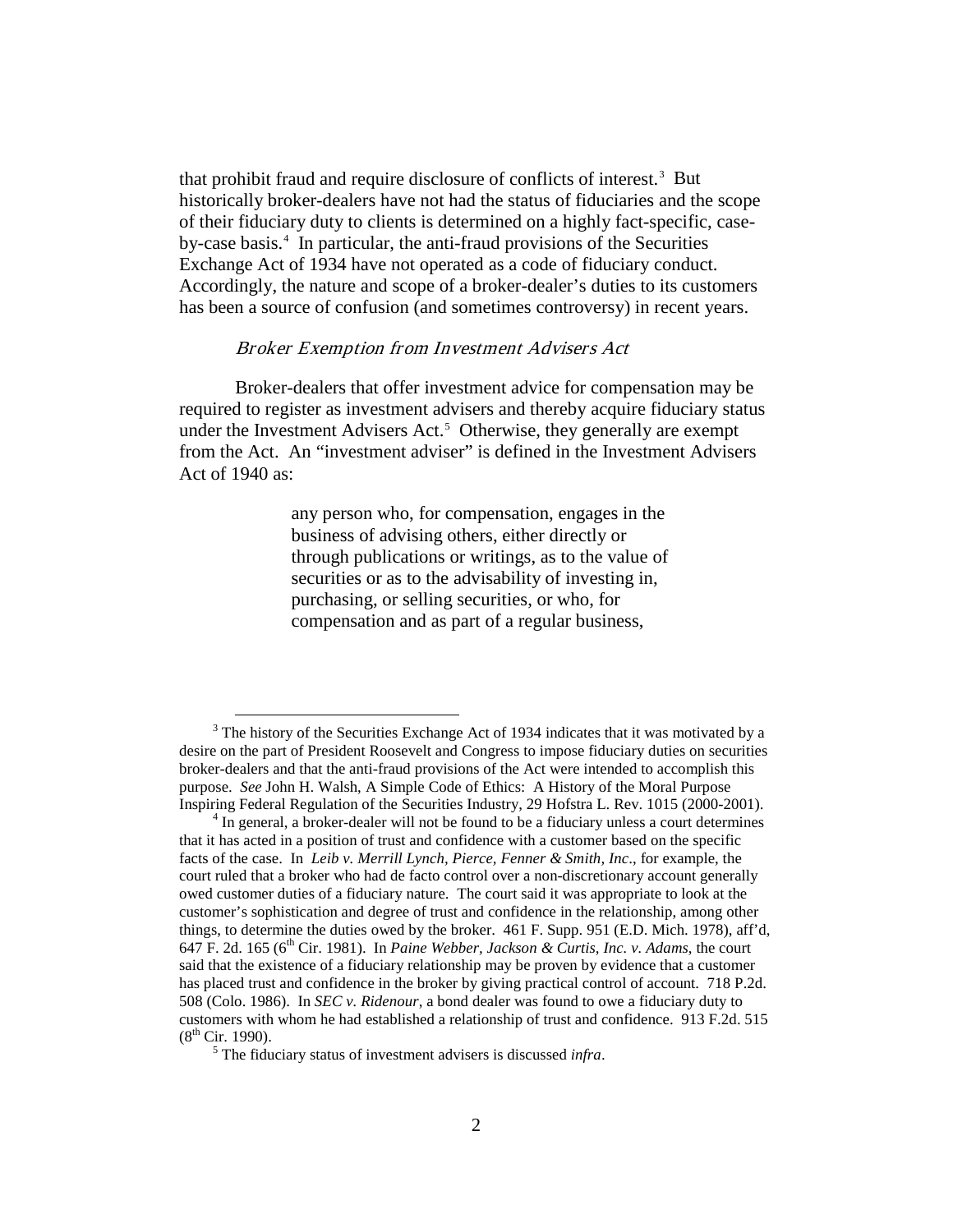that prohibit fraud and require disclosure of conflicts of interest.[3] But historically broker-dealers have not had the status of fiduciaries and the scope of their fiduciary duty to clients is determined on a highly fact-specific, case-by-case basis.[4] In particular, the anti-fraud provisions of the Securities Exchange Act of 1934 have not operated as a code of fiduciary conduct. Accordingly, the nature and scope of a broker-dealer's duties to its customers has been a source of confusion (and sometimes controversy) in recent years.

### *Broker Exemption from Investment Advisers Act*

Broker-dealers that offer investment advice for compensation may be required to register as investment advisers and thereby acquire fiduciary status under the Investment Advisers Act.[5] Otherwise, they generally are exempt from the Act. An "investment adviser" is defined in the Investment Advisers Act of 1940 as:

> any person who, for compensation, engages in the business of advising others, either directly or through publications or writings, as to the value of securities or as to the advisability of investing in, purchasing, or selling securities, or who, for compensation and as part of a regular business,

---

[3] The history of the Securities Exchange Act of 1934 indicates that it was motivated by a desire on the part of President Roosevelt and Congress to impose fiduciary duties on securities broker-dealers and that the anti-fraud provisions of the Act were intended to accomplish this purpose. *See* John H. Walsh, A Simple Code of Ethics: A History of the Moral Purpose Inspiring Federal Regulation of the Securities Industry, 29 Hofstra L. Rev. 1015 (2000-2001).

[4] In general, a broker-dealer will not be found to be a fiduciary unless a court determines that it has acted in a position of trust and confidence with a customer based on the specific facts of the case. In *Leib v. Merrill Lynch, Pierce, Fenner & Smith, Inc*., for example, the court ruled that a broker who had de facto control over a non-discretionary account generally owed customer duties of a fiduciary nature. The court said it was appropriate to look at the customer's sophistication and degree of trust and confidence in the relationship, among other things, to determine the duties owed by the broker. 461 F. Supp. 951 (E.D. Mich. 1978), aff'd, 647 F. 2d. 165 (6th Cir. 1981). In *Paine Webber, Jackson & Curtis, Inc. v. Adams*, the court said that the existence of a fiduciary relationship may be proven by evidence that a customer has placed trust and confidence in the broker by giving practical control of account. 718 P.2d. 508 (Colo. 1986). In *SEC v. Ridenour*, a bond dealer was found to owe a fiduciary duty to customers with whom he had established a relationship of trust and confidence. 913 F.2d. 515 (8th Cir. 1990).

[5] The fiduciary status of investment advisers is discussed *infra*.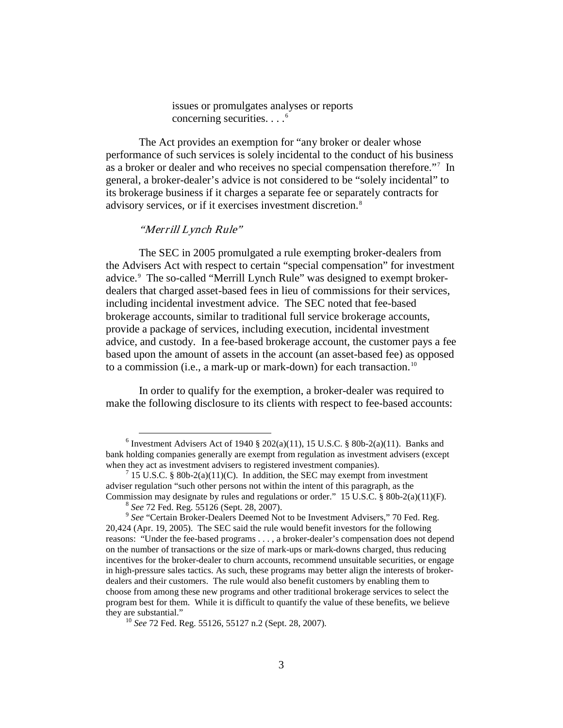> issues or promulgates analyses or reports concerning securities. . . .[6]

The Act provides an exemption for "any broker or dealer whose performance of such services is solely incidental to the conduct of his business as a broker or dealer and who receives no special compensation therefore."[7] In general, a broker-dealer's advice is not considered to be "solely incidental" to its brokerage business if it charges a separate fee or separately contracts for advisory services, or if it exercises investment discretion.[8]

### *"Merrill Lynch Rule"*

The SEC in 2005 promulgated a rule exempting broker-dealers from the Advisers Act with respect to certain "special compensation" for investment advice.[9] The so-called "Merrill Lynch Rule" was designed to exempt broker-dealers that charged asset-based fees in lieu of commissions for their services, including incidental investment advice. The SEC noted that fee-based brokerage accounts, similar to traditional full service brokerage accounts, provide a package of services, including execution, incidental investment advice, and custody. In a fee-based brokerage account, the customer pays a fee based upon the amount of assets in the account (an asset-based fee) as opposed to a commission (i.e., a mark-up or mark-down) for each transaction.[10]

In order to qualify for the exemption, a broker-dealer was required to make the following disclosure to its clients with respect to fee-based accounts:

---

[6] Investment Advisers Act of 1940 § 202(a)(11), 15 U.S.C. § 80b-2(a)(11). Banks and bank holding companies generally are exempt from regulation as investment advisers (except when they act as investment advisers to registered investment companies).

[7] 15 U.S.C. § 80b-2(a)(11)(C). In addition, the SEC may exempt from investment adviser regulation "such other persons not within the intent of this paragraph, as the Commission may designate by rules and regulations or order." 15 U.S.C. § 80b-2(a)(11)(F).

[8] *See* 72 Fed. Reg. 55126 (Sept. 28, 2007).

[9] *See* "Certain Broker-Dealers Deemed Not to be Investment Advisers," 70 Fed. Reg. 20,424 (Apr. 19, 2005). The SEC said the rule would benefit investors for the following reasons: "Under the fee-based programs . . . , a broker-dealer's compensation does not depend on the number of transactions or the size of mark-ups or mark-downs charged, thus reducing incentives for the broker-dealer to churn accounts, recommend unsuitable securities, or engage in high-pressure sales tactics. As such, these programs may better align the interests of broker-dealers and their customers. The rule would also benefit customers by enabling them to choose from among these new programs and other traditional brokerage services to select the program best for them. While it is difficult to quantify the value of these benefits, we believe they are substantial."

[10] *See* 72 Fed. Reg. 55126, 55127 n.2 (Sept. 28, 2007).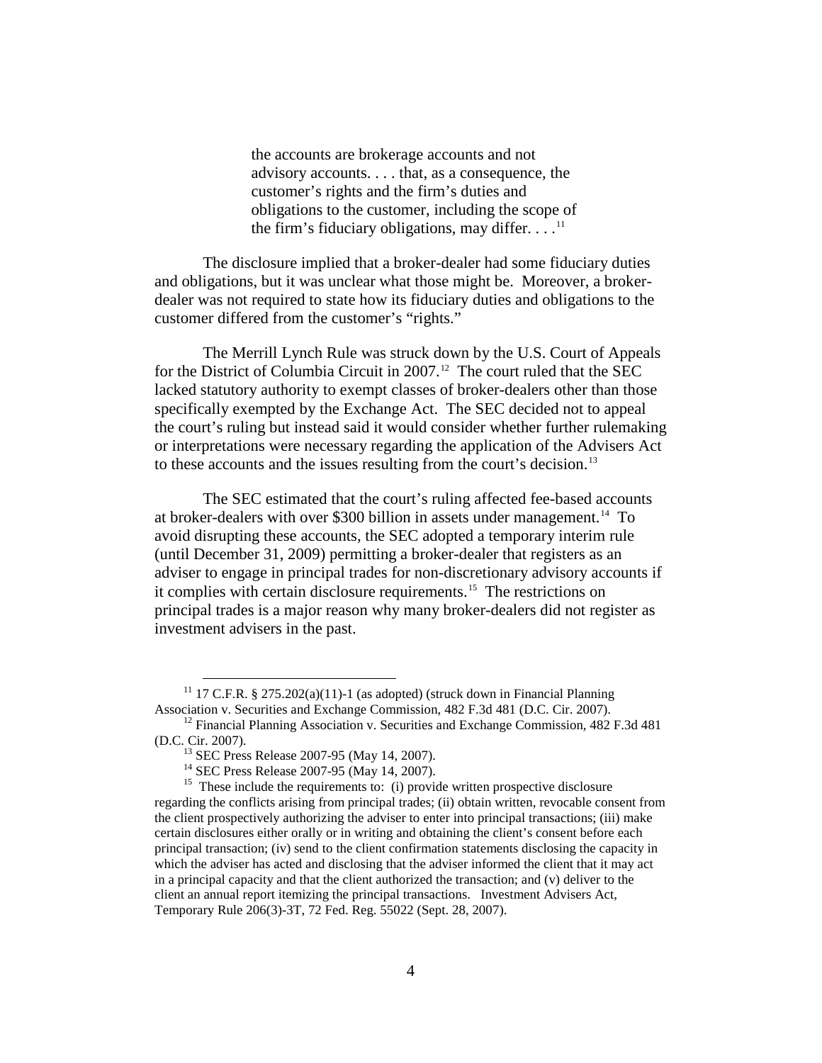> the accounts are brokerage accounts and not advisory accounts. . . . that, as a consequence, the customer's rights and the firm's duties and obligations to the customer, including the scope of the firm's fiduciary obligations, may differ. . . .[11]

The disclosure implied that a broker-dealer had some fiduciary duties and obligations, but it was unclear what those might be. Moreover, a broker-dealer was not required to state how its fiduciary duties and obligations to the customer differed from the customer's "rights."

The Merrill Lynch Rule was struck down by the U.S. Court of Appeals for the District of Columbia Circuit in 2007.[12] The court ruled that the SEC lacked statutory authority to exempt classes of broker-dealers other than those specifically exempted by the Exchange Act. The SEC decided not to appeal the court's ruling but instead said it would consider whether further rulemaking or interpretations were necessary regarding the application of the Advisers Act to these accounts and the issues resulting from the court's decision.[13]

The SEC estimated that the court's ruling affected fee-based accounts at broker-dealers with over $300 billion in assets under management.[14] To avoid disrupting these accounts, the SEC adopted a temporary interim rule (until December 31, 2009) permitting a broker-dealer that registers as an adviser to engage in principal trades for non-discretionary advisory accounts if it complies with certain disclosure requirements.[15] The restrictions on principal trades is a major reason why many broker-dealers did not register as investment advisers in the past.

---

[11] 17 C.F.R. § 275.202(a)(11)-1 (as adopted) (struck down in Financial Planning Association v. Securities and Exchange Commission, 482 F.3d 481 (D.C. Cir. 2007).

[12] Financial Planning Association v. Securities and Exchange Commission, 482 F.3d 481 (D.C. Cir. 2007).

[13] SEC Press Release 2007-95 (May 14, 2007).

[14] SEC Press Release 2007-95 (May 14, 2007).

[15] These include the requirements to: (i) provide written prospective disclosure regarding the conflicts arising from principal trades; (ii) obtain written, revocable consent from the client prospectively authorizing the adviser to enter into principal transactions; (iii) make certain disclosures either orally or in writing and obtaining the client's consent before each principal transaction; (iv) send to the client confirmation statements disclosing the capacity in which the adviser has acted and disclosing that the adviser informed the client that it may act in a principal capacity and that the client authorized the transaction; and (v) deliver to the client an annual report itemizing the principal transactions. Investment Advisers Act, Temporary Rule 206(3)-3T, 72 Fed. Reg. 55022 (Sept. 28, 2007).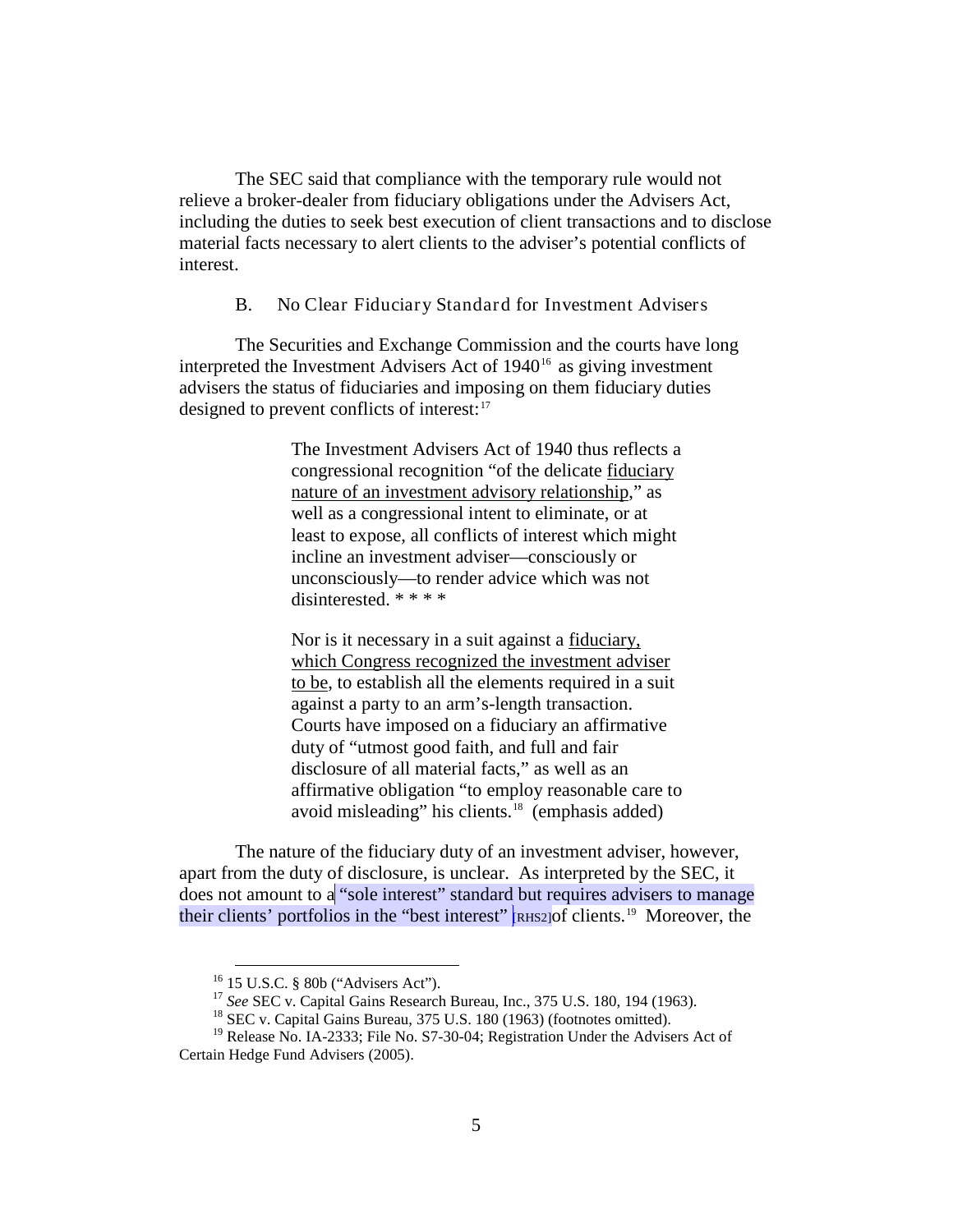The SEC said that compliance with the temporary rule would not relieve a broker-dealer from fiduciary obligations under the Advisers Act, including the duties to seek best execution of client transactions and to disclose material facts necessary to alert clients to the adviser's potential conflicts of interest.

### B. No Clear Fiduciary Standard for Investment Advisers

The Securities and Exchange Commission and the courts have long interpreted the Investment Advisers Act of 1940[16] as giving investment advisers the status of fiduciaries and imposing on them fiduciary duties designed to prevent conflicts of interest:[17]

> The Investment Advisers Act of 1940 thus reflects a congressional recognition "of the delicate <u>fiduciary nature of an investment advisory relationship</u>," as well as a congressional intent to eliminate, or at least to expose, all conflicts of interest which might incline an investment adviser—consciously or unconsciously—to render advice which was not disinterested. * * * *
>
> Nor is it necessary in a suit against a <u>fiduciary, which Congress recognized the investment adviser to be</u>, to establish all the elements required in a suit against a party to an arm's-length transaction. Courts have imposed on a fiduciary an affirmative duty of "utmost good faith, and full and fair disclosure of all material facts," as well as an affirmative obligation "to employ reasonable care to avoid misleading" his clients.[18] (emphasis added)

The nature of the fiduciary duty of an investment adviser, however, apart from the duty of disclosure, is unclear. As interpreted by the SEC, it does not amount to a "sole interest" standard but requires advisers to manage their clients' portfolios in the "best interest" [RHS2]of clients.[19] Moreover, the

---

[16] 15 U.S.C. § 80b ("Advisers Act").

[17] *See* SEC v. Capital Gains Research Bureau, Inc., 375 U.S. 180, 194 (1963).

[18] SEC v. Capital Gains Bureau, 375 U.S. 180 (1963) (footnotes omitted).

[19] Release No. IA-2333; File No. S7-30-04; Registration Under the Advisers Act of Certain Hedge Fund Advisers (2005).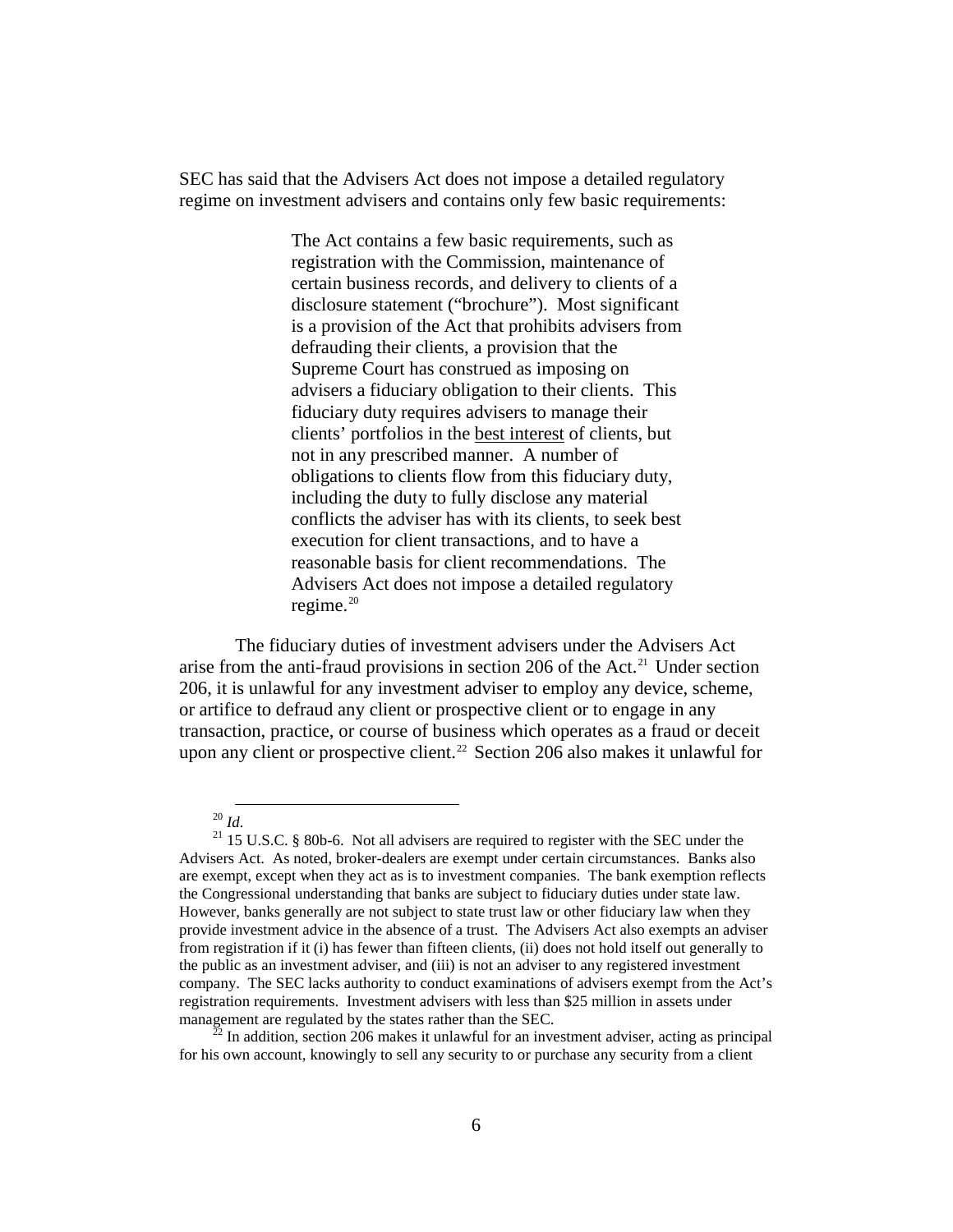SEC has said that the Advisers Act does not impose a detailed regulatory regime on investment advisers and contains only few basic requirements:

> The Act contains a few basic requirements, such as registration with the Commission, maintenance of certain business records, and delivery to clients of a disclosure statement ("brochure"). Most significant is a provision of the Act that prohibits advisers from defrauding their clients, a provision that the Supreme Court has construed as imposing on advisers a fiduciary obligation to their clients. This fiduciary duty requires advisers to manage their clients' portfolios in the best interest of clients, but not in any prescribed manner. A number of obligations to clients flow from this fiduciary duty, including the duty to fully disclose any material conflicts the adviser has with its clients, to seek best execution for client transactions, and to have a reasonable basis for client recommendations. The Advisers Act does not impose a detailed regulatory regime.[20]

The fiduciary duties of investment advisers under the Advisers Act arise from the anti-fraud provisions in section 206 of the Act.[21] Under section 206, it is unlawful for any investment adviser to employ any device, scheme, or artifice to defraud any client or prospective client or to engage in any transaction, practice, or course of business which operates as a fraud or deceit upon any client or prospective client.[22] Section 206 also makes it unlawful for

---

[20] *Id.*

[21] 15 U.S.C. § 80b-6. Not all advisers are required to register with the SEC under the Advisers Act. As noted, broker-dealers are exempt under certain circumstances. Banks also are exempt, except when they act as is to investment companies. The bank exemption reflects the Congressional understanding that banks are subject to fiduciary duties under state law. However, banks generally are not subject to state trust law or other fiduciary law when they provide investment advice in the absence of a trust. The Advisers Act also exempts an adviser from registration if it (i) has fewer than fifteen clients, (ii) does not hold itself out generally to the public as an investment adviser, and (iii) is not an adviser to any registered investment company. The SEC lacks authority to conduct examinations of advisers exempt from the Act's registration requirements. Investment advisers with less than $25 million in assets under management are regulated by the states rather than the SEC.

[22] In addition, section 206 makes it unlawful for an investment adviser, acting as principal for his own account, knowingly to sell any security to or purchase any security from a client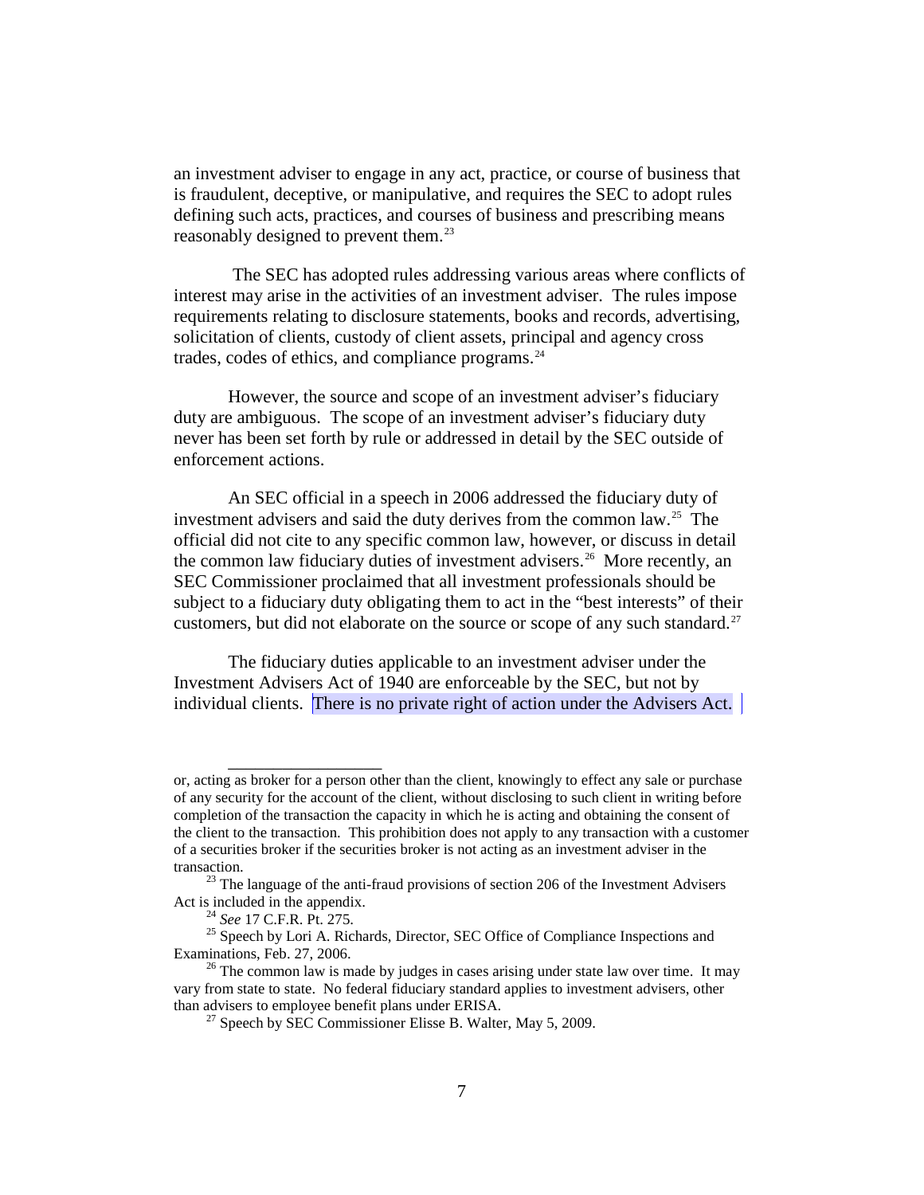an investment adviser to engage in any act, practice, or course of business that is fraudulent, deceptive, or manipulative, and requires the SEC to adopt rules defining such acts, practices, and courses of business and prescribing means reasonably designed to prevent them.[23]

The SEC has adopted rules addressing various areas where conflicts of interest may arise in the activities of an investment adviser. The rules impose requirements relating to disclosure statements, books and records, advertising, solicitation of clients, custody of client assets, principal and agency cross trades, codes of ethics, and compliance programs.[24]

However, the source and scope of an investment adviser's fiduciary duty are ambiguous. The scope of an investment adviser's fiduciary duty never has been set forth by rule or addressed in detail by the SEC outside of enforcement actions.

An SEC official in a speech in 2006 addressed the fiduciary duty of investment advisers and said the duty derives from the common law.[25] The official did not cite to any specific common law, however, or discuss in detail the common law fiduciary duties of investment advisers.[26] More recently, an SEC Commissioner proclaimed that all investment professionals should be subject to a fiduciary duty obligating them to act in the "best interests" of their customers, but did not elaborate on the source or scope of any such standard.[27]

The fiduciary duties applicable to an investment adviser under the Investment Advisers Act of 1940 are enforceable by the SEC, but not by individual clients. There is no private right of action under the Advisers Act.

---

or, acting as broker for a person other than the client, knowingly to effect any sale or purchase of any security for the account of the client, without disclosing to such client in writing before completion of the transaction the capacity in which he is acting and obtaining the consent of the client to the transaction. This prohibition does not apply to any transaction with a customer of a securities broker if the securities broker is not acting as an investment adviser in the transaction.

[23] The language of the anti-fraud provisions of section 206 of the Investment Advisers Act is included in the appendix.

[24] *See* 17 C.F.R. Pt. 275.

[25] Speech by Lori A. Richards, Director, SEC Office of Compliance Inspections and Examinations, Feb. 27, 2006.

[26] The common law is made by judges in cases arising under state law over time. It may vary from state to state. No federal fiduciary standard applies to investment advisers, other than advisers to employee benefit plans under ERISA.

[27] Speech by SEC Commissioner Elisse B. Walter, May 5, 2009.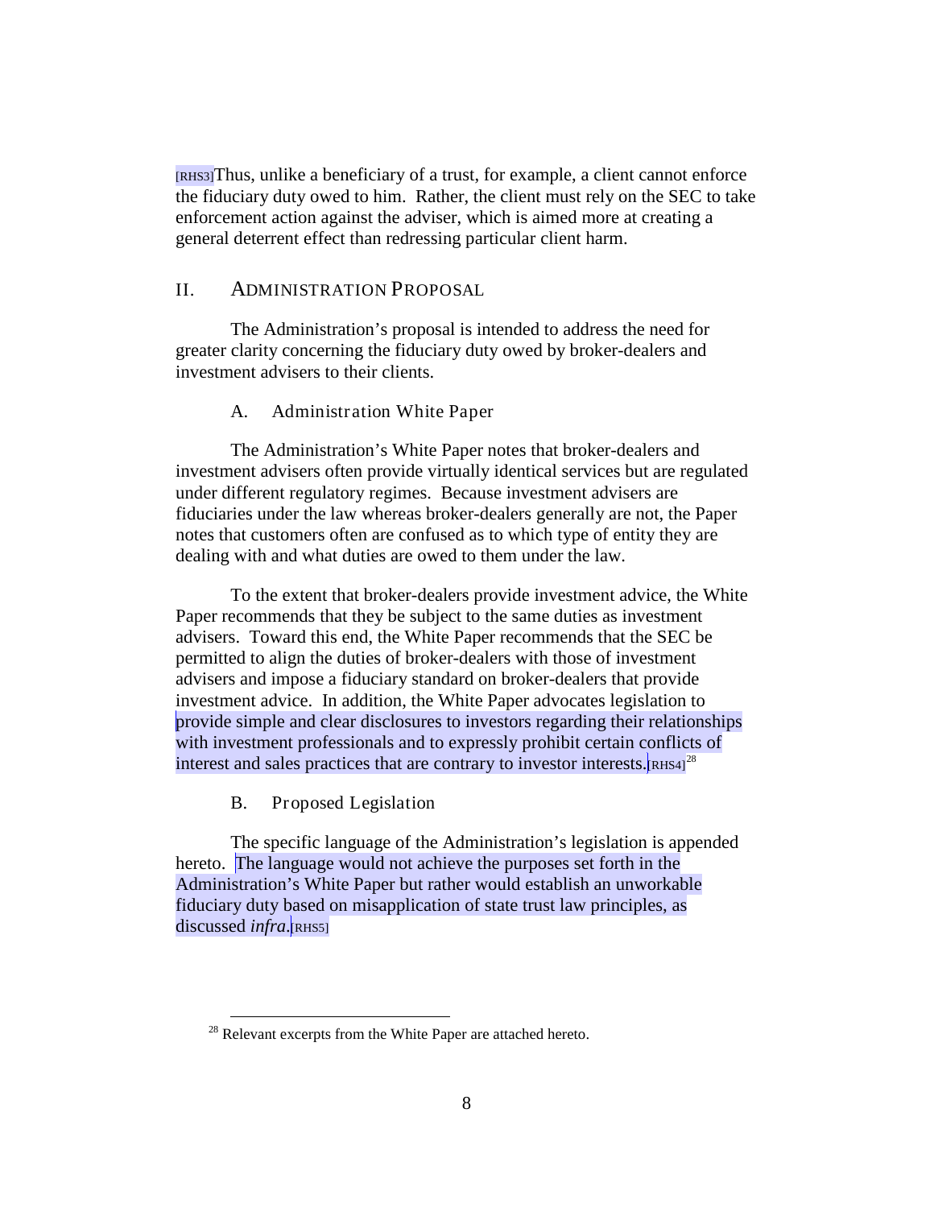[RHS3]Thus, unlike a beneficiary of a trust, for example, a client cannot enforce the fiduciary duty owed to him. Rather, the client must rely on the SEC to take enforcement action against the adviser, which is aimed more at creating a general deterrent effect than redressing particular client harm.

## II. ADMINISTRATION PROPOSAL

The Administration's proposal is intended to address the need for greater clarity concerning the fiduciary duty owed by broker-dealers and investment advisers to their clients.

### A. Administration White Paper

The Administration's White Paper notes that broker-dealers and investment advisers often provide virtually identical services but are regulated under different regulatory regimes. Because investment advisers are fiduciaries under the law whereas broker-dealers generally are not, the Paper notes that customers often are confused as to which type of entity they are dealing with and what duties are owed to them under the law.

To the extent that broker-dealers provide investment advice, the White Paper recommends that they be subject to the same duties as investment advisers. Toward this end, the White Paper recommends that the SEC be permitted to align the duties of broker-dealers with those of investment advisers and impose a fiduciary standard on broker-dealers that provide investment advice. In addition, the White Paper advocates legislation to provide simple and clear disclosures to investors regarding their relationships with investment professionals and to expressly prohibit certain conflicts of interest and sales practices that are contrary to investor interests.[RHS4][28]

### B. Proposed Legislation

The specific language of the Administration's legislation is appended hereto. The language would not achieve the purposes set forth in the Administration's White Paper but rather would establish an unworkable fiduciary duty based on misapplication of state trust law principles, as discussed *infra*.[RHS5]

[28] Relevant excerpts from the White Paper are attached hereto.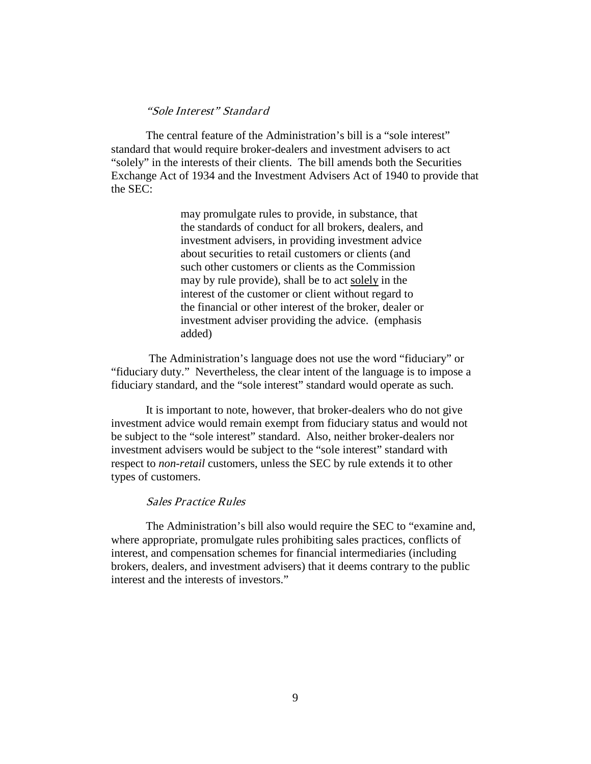### *"Sole Interest" Standard*

The central feature of the Administration's bill is a "sole interest" standard that would require broker-dealers and investment advisers to act "solely" in the interests of their clients. The bill amends both the Securities Exchange Act of 1934 and the Investment Advisers Act of 1940 to provide that the SEC:

> may promulgate rules to provide, in substance, that the standards of conduct for all brokers, dealers, and investment advisers, in providing investment advice about securities to retail customers or clients (and such other customers or clients as the Commission may by rule provide), shall be to act <u>solely</u> in the interest of the customer or client without regard to the financial or other interest of the broker, dealer or investment adviser providing the advice. (emphasis added)

The Administration's language does not use the word "fiduciary" or "fiduciary duty." Nevertheless, the clear intent of the language is to impose a fiduciary standard, and the "sole interest" standard would operate as such.

It is important to note, however, that broker-dealers who do not give investment advice would remain exempt from fiduciary status and would not be subject to the "sole interest" standard. Also, neither broker-dealers nor investment advisers would be subject to the "sole interest" standard with respect to *non-retail* customers, unless the SEC by rule extends it to other types of customers.

### *Sales Practice Rules*

The Administration's bill also would require the SEC to "examine and, where appropriate, promulgate rules prohibiting sales practices, conflicts of interest, and compensation schemes for financial intermediaries (including brokers, dealers, and investment advisers) that it deems contrary to the public interest and the interests of investors."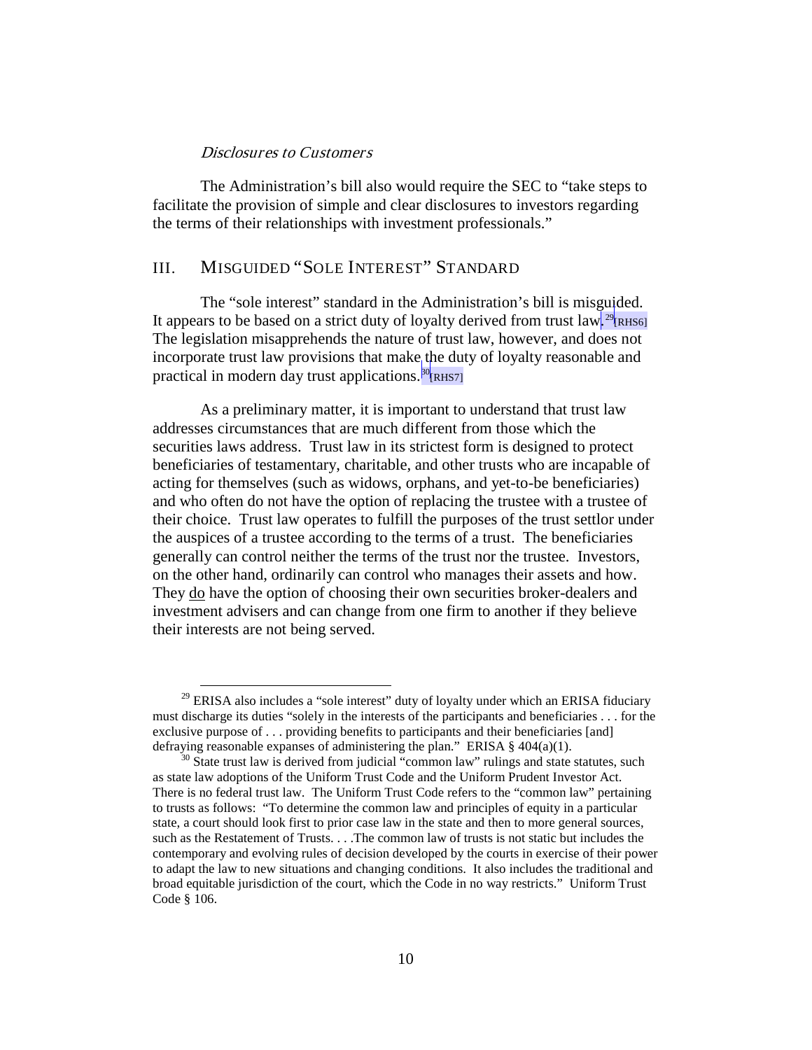*Disclosures to Customers*

The Administration's bill also would require the SEC to "take steps to facilitate the provision of simple and clear disclosures to investors regarding the terms of their relationships with investment professionals."

## III. MISGUIDED "SOLE INTEREST" STANDARD

The "sole interest" standard in the Administration's bill is misguided. It appears to be based on a strict duty of loyalty derived from trust law.[29] [RHS6] The legislation misapprehends the nature of trust law, however, and does not incorporate trust law provisions that make the duty of loyalty reasonable and practical in modern day trust applications.[30] [RHS7]

As a preliminary matter, it is important to understand that trust law addresses circumstances that are much different from those which the securities laws address. Trust law in its strictest form is designed to protect beneficiaries of testamentary, charitable, and other trusts who are incapable of acting for themselves (such as widows, orphans, and yet-to-be beneficiaries) and who often do not have the option of replacing the trustee with a trustee of their choice. Trust law operates to fulfill the purposes of the trust settlor under the auspices of a trustee according to the terms of a trust. The beneficiaries generally can control neither the terms of the trust nor the trustee. Investors, on the other hand, ordinarily can control who manages their assets and how. They <u>do</u> have the option of choosing their own securities broker-dealers and investment advisers and can change from one firm to another if they believe their interests are not being served.

---

[29] ERISA also includes a "sole interest" duty of loyalty under which an ERISA fiduciary must discharge its duties "solely in the interests of the participants and beneficiaries . . . for the exclusive purpose of . . . providing benefits to participants and their beneficiaries [and] defraying reasonable expanses of administering the plan." ERISA § 404(a)(1).

[30] State trust law is derived from judicial "common law" rulings and state statutes, such as state law adoptions of the Uniform Trust Code and the Uniform Prudent Investor Act. There is no federal trust law. The Uniform Trust Code refers to the "common law" pertaining to trusts as follows: "To determine the common law and principles of equity in a particular state, a court should look first to prior case law in the state and then to more general sources, such as the Restatement of Trusts. . . .The common law of trusts is not static but includes the contemporary and evolving rules of decision developed by the courts in exercise of their power to adapt the law to new situations and changing conditions. It also includes the traditional and broad equitable jurisdiction of the court, which the Code in no way restricts." Uniform Trust Code § 106.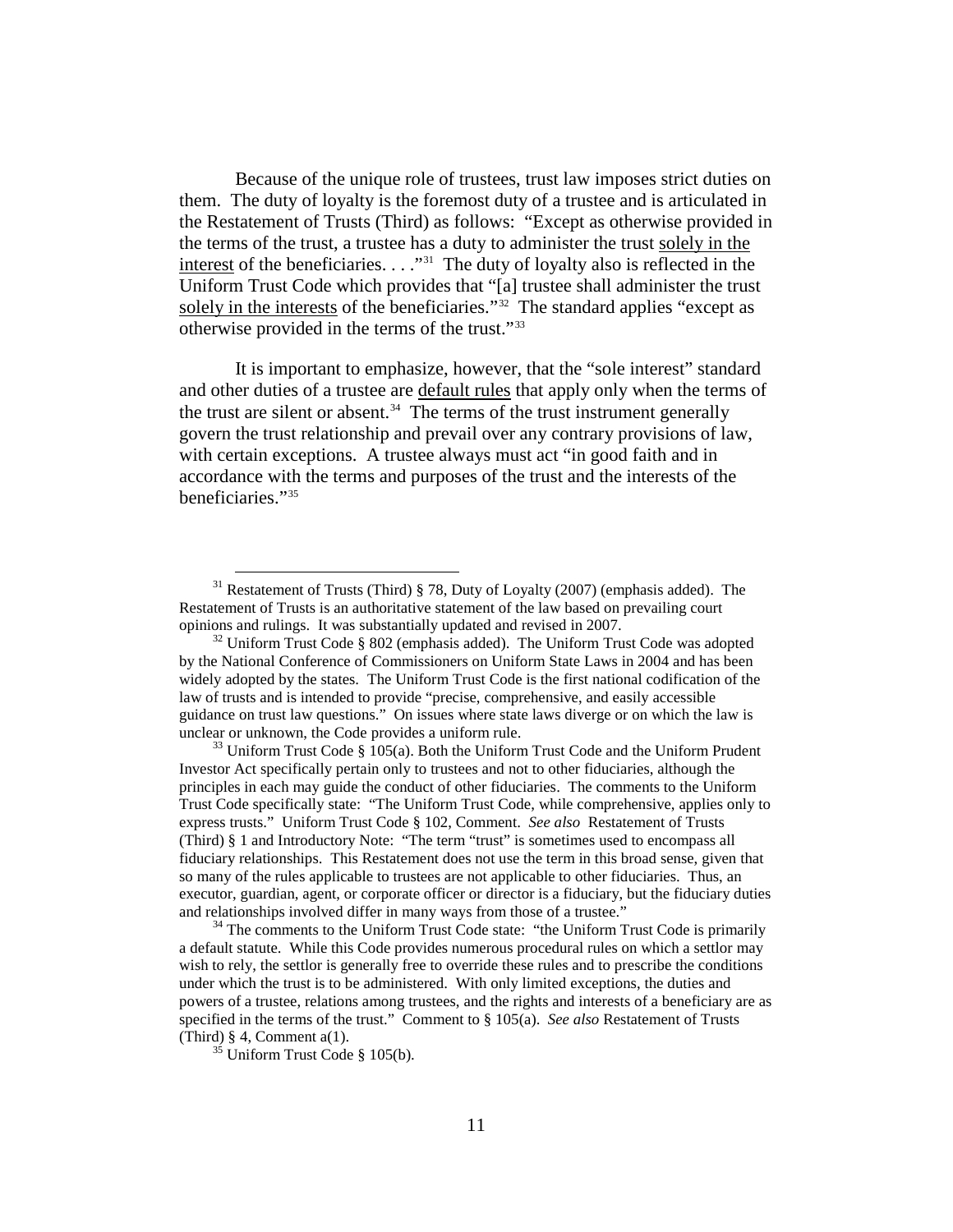Because of the unique role of trustees, trust law imposes strict duties on them. The duty of loyalty is the foremost duty of a trustee and is articulated in the Restatement of Trusts (Third) as follows: "Except as otherwise provided in the terms of the trust, a trustee has a duty to administer the trust <u>solely in the interest</u> of the beneficiaries. . . ."[31] The duty of loyalty also is reflected in the Uniform Trust Code which provides that "[a] trustee shall administer the trust <u>solely in the interests</u> of the beneficiaries."[32] The standard applies "except as otherwise provided in the terms of the trust."[33]

It is important to emphasize, however, that the "sole interest" standard and other duties of a trustee are <u>default rules</u> that apply only when the terms of the trust are silent or absent.[34] The terms of the trust instrument generally govern the trust relationship and prevail over any contrary provisions of law, with certain exceptions. A trustee always must act "in good faith and in accordance with the terms and purposes of the trust and the interests of the beneficiaries."[35]

---

[31] Restatement of Trusts (Third) § 78, Duty of Loyalty (2007) (emphasis added). The Restatement of Trusts is an authoritative statement of the law based on prevailing court opinions and rulings. It was substantially updated and revised in 2007.

[32] Uniform Trust Code § 802 (emphasis added). The Uniform Trust Code was adopted by the National Conference of Commissioners on Uniform State Laws in 2004 and has been widely adopted by the states. The Uniform Trust Code is the first national codification of the law of trusts and is intended to provide "precise, comprehensive, and easily accessible guidance on trust law questions." On issues where state laws diverge or on which the law is unclear or unknown, the Code provides a uniform rule.

[33] Uniform Trust Code § 105(a). Both the Uniform Trust Code and the Uniform Prudent Investor Act specifically pertain only to trustees and not to other fiduciaries, although the principles in each may guide the conduct of other fiduciaries. The comments to the Uniform Trust Code specifically state: "The Uniform Trust Code, while comprehensive, applies only to express trusts." Uniform Trust Code § 102, Comment. *See also* Restatement of Trusts (Third) § 1 and Introductory Note: "The term "trust" is sometimes used to encompass all fiduciary relationships. This Restatement does not use the term in this broad sense, given that so many of the rules applicable to trustees are not applicable to other fiduciaries. Thus, an executor, guardian, agent, or corporate officer or director is a fiduciary, but the fiduciary duties and relationships involved differ in many ways from those of a trustee."

[34] The comments to the Uniform Trust Code state: "the Uniform Trust Code is primarily a default statute. While this Code provides numerous procedural rules on which a settlor may wish to rely, the settlor is generally free to override these rules and to prescribe the conditions under which the trust is to be administered. With only limited exceptions, the duties and powers of a trustee, relations among trustees, and the rights and interests of a beneficiary are as specified in the terms of the trust." Comment to § 105(a). *See also* Restatement of Trusts (Third) § 4, Comment a(1).

[35] Uniform Trust Code § 105(b).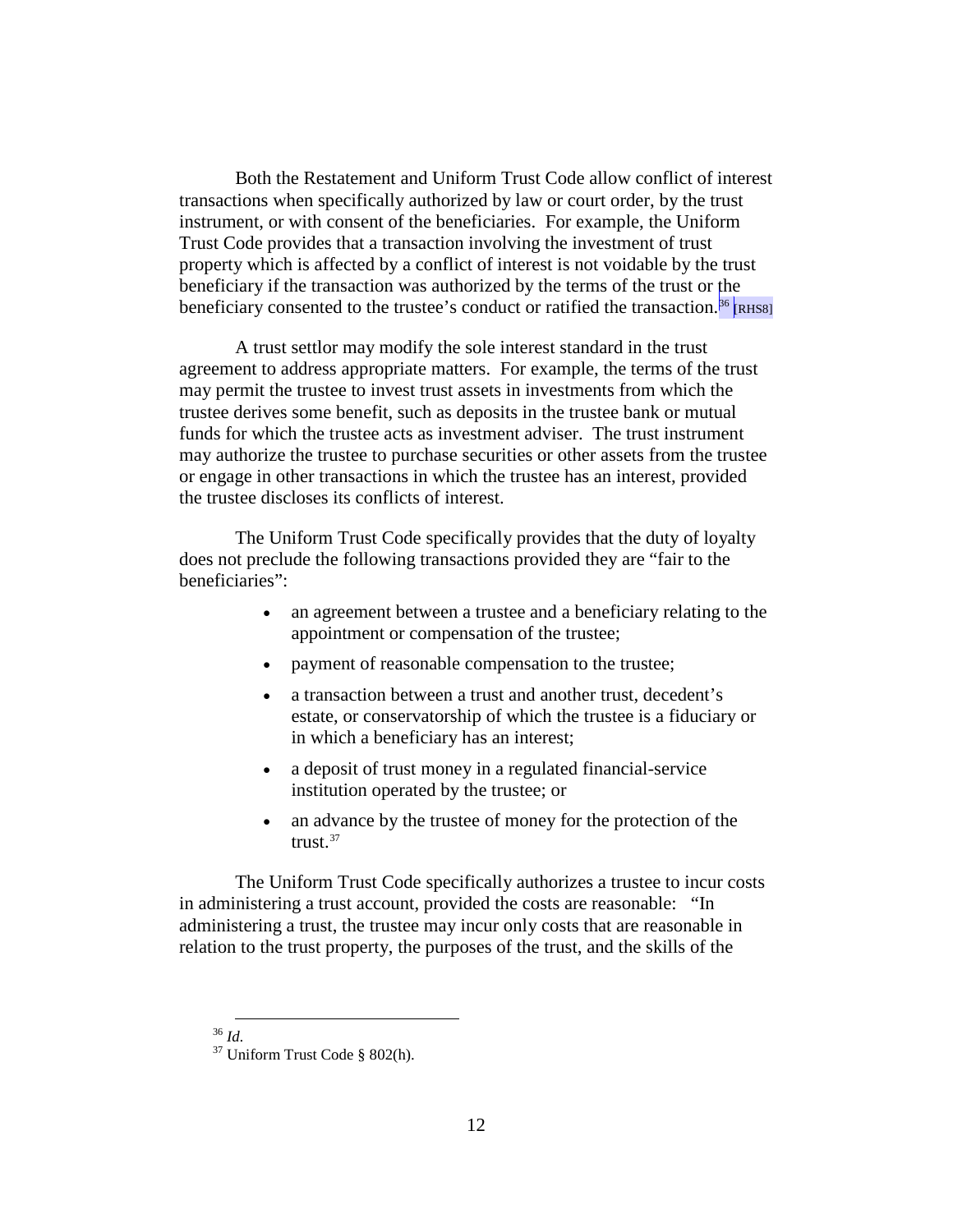Both the Restatement and Uniform Trust Code allow conflict of interest transactions when specifically authorized by law or court order, by the trust instrument, or with consent of the beneficiaries. For example, the Uniform Trust Code provides that a transaction involving the investment of trust property which is affected by a conflict of interest is not voidable by the trust beneficiary if the transaction was authorized by the terms of the trust or the beneficiary consented to the trustee's conduct or ratified the transaction.[36] [RHS8]

A trust settlor may modify the sole interest standard in the trust agreement to address appropriate matters. For example, the terms of the trust may permit the trustee to invest trust assets in investments from which the trustee derives some benefit, such as deposits in the trustee bank or mutual funds for which the trustee acts as investment adviser. The trust instrument may authorize the trustee to purchase securities or other assets from the trustee or engage in other transactions in which the trustee has an interest, provided the trustee discloses its conflicts of interest.

The Uniform Trust Code specifically provides that the duty of loyalty does not preclude the following transactions provided they are "fair to the beneficiaries":

- an agreement between a trustee and a beneficiary relating to the appointment or compensation of the trustee;
- payment of reasonable compensation to the trustee;
- a transaction between a trust and another trust, decedent's estate, or conservatorship of which the trustee is a fiduciary or in which a beneficiary has an interest;
- a deposit of trust money in a regulated financial-service institution operated by the trustee; or
- an advance by the trustee of money for the protection of the trust.[37]

The Uniform Trust Code specifically authorizes a trustee to incur costs in administering a trust account, provided the costs are reasonable: "In administering a trust, the trustee may incur only costs that are reasonable in relation to the trust property, the purposes of the trust, and the skills of the

---

[36] *Id.*
[37] Uniform Trust Code § 802(h).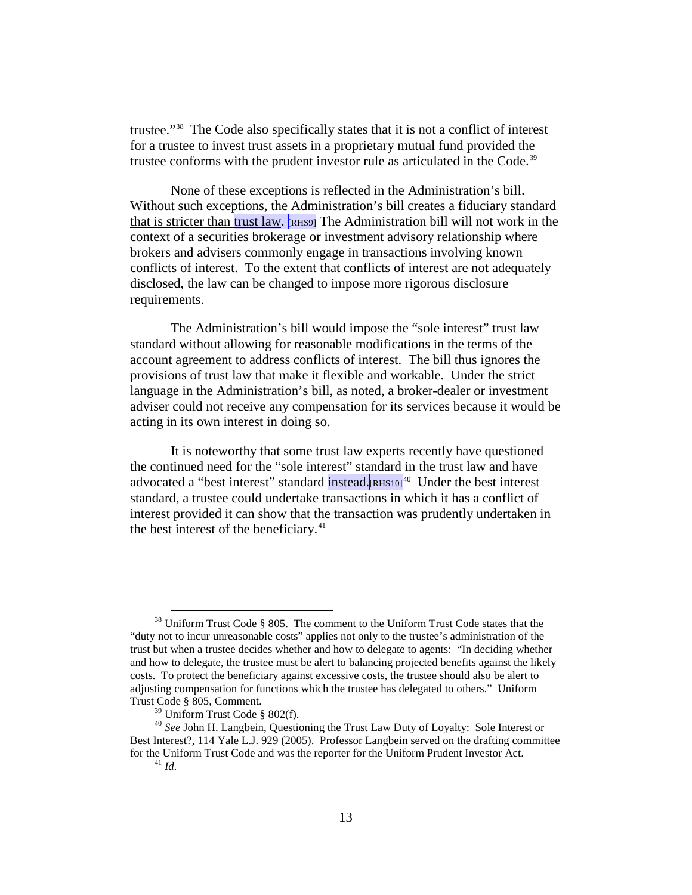trustee."[38] The Code also specifically states that it is not a conflict of interest for a trustee to invest trust assets in a proprietary mutual fund provided the trustee conforms with the prudent investor rule as articulated in the Code.[39]

None of these exceptions is reflected in the Administration's bill. Without such exceptions, <u>the Administration's bill creates a fiduciary standard that is stricter than trust law.</u> [RHS9] The Administration bill will not work in the context of a securities brokerage or investment advisory relationship where brokers and advisers commonly engage in transactions involving known conflicts of interest. To the extent that conflicts of interest are not adequately disclosed, the law can be changed to impose more rigorous disclosure requirements.

The Administration's bill would impose the "sole interest" trust law standard without allowing for reasonable modifications in the terms of the account agreement to address conflicts of interest. The bill thus ignores the provisions of trust law that make it flexible and workable. Under the strict language in the Administration's bill, as noted, a broker-dealer or investment adviser could not receive any compensation for its services because it would be acting in its own interest in doing so.

It is noteworthy that some trust law experts recently have questioned the continued need for the "sole interest" standard in the trust law and have advocated a "best interest" standard instead.[RHS10][40] Under the best interest standard, a trustee could undertake transactions in which it has a conflict of interest provided it can show that the transaction was prudently undertaken in the best interest of the beneficiary.[41]

---

[38] Uniform Trust Code § 805. The comment to the Uniform Trust Code states that the "duty not to incur unreasonable costs" applies not only to the trustee's administration of the trust but when a trustee decides whether and how to delegate to agents: "In deciding whether and how to delegate, the trustee must be alert to balancing projected benefits against the likely costs. To protect the beneficiary against excessive costs, the trustee should also be alert to adjusting compensation for functions which the trustee has delegated to others." Uniform Trust Code § 805, Comment.

[39] Uniform Trust Code § 802(f).

[40] *See* John H. Langbein, Questioning the Trust Law Duty of Loyalty: Sole Interest or Best Interest?, 114 Yale L.J. 929 (2005). Professor Langbein served on the drafting committee for the Uniform Trust Code and was the reporter for the Uniform Prudent Investor Act.

[41] *Id.*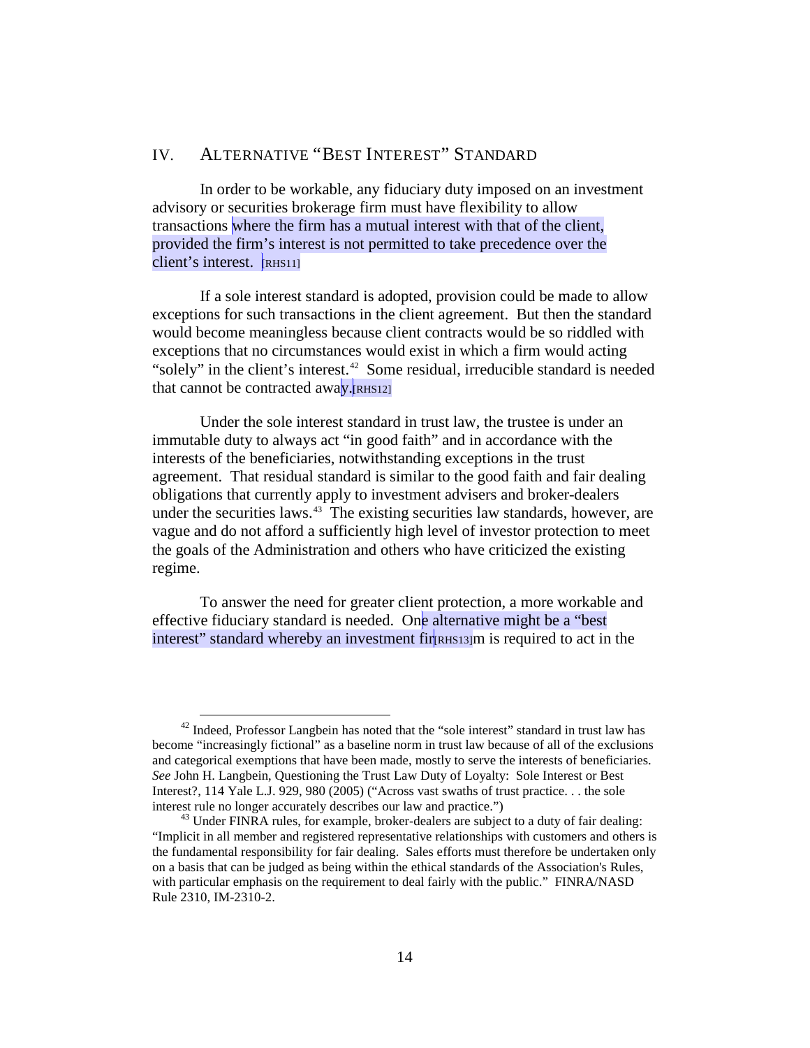## IV. ALTERNATIVE "BEST INTEREST" STANDARD

In order to be workable, any fiduciary duty imposed on an investment advisory or securities brokerage firm must have flexibility to allow transactions where the firm has a mutual interest with that of the client, provided the firm's interest is not permitted to take precedence over the client's interest. [RHS11]

If a sole interest standard is adopted, provision could be made to allow exceptions for such transactions in the client agreement. But then the standard would become meaningless because client contracts would be so riddled with exceptions that no circumstances would exist in which a firm would acting "solely" in the client's interest.[42] Some residual, irreducible standard is needed that cannot be contracted away.[RHS12]

Under the sole interest standard in trust law, the trustee is under an immutable duty to always act "in good faith" and in accordance with the interests of the beneficiaries, notwithstanding exceptions in the trust agreement. That residual standard is similar to the good faith and fair dealing obligations that currently apply to investment advisers and broker-dealers under the securities laws.[43] The existing securities law standards, however, are vague and do not afford a sufficiently high level of investor protection to meet the goals of the Administration and others who have criticized the existing regime.

To answer the need for greater client protection, a more workable and effective fiduciary standard is needed. One alternative might be a "best interest" standard whereby an investment fir[RHS13]m is required to act in the

---

[42] Indeed, Professor Langbein has noted that the "sole interest" standard in trust law has become "increasingly fictional" as a baseline norm in trust law because of all of the exclusions and categorical exemptions that have been made, mostly to serve the interests of beneficiaries. *See* John H. Langbein, Questioning the Trust Law Duty of Loyalty: Sole Interest or Best Interest?, 114 Yale L.J. 929, 980 (2005) ("Across vast swaths of trust practice. . . the sole interest rule no longer accurately describes our law and practice.")

[43] Under FINRA rules, for example, broker-dealers are subject to a duty of fair dealing: "Implicit in all member and registered representative relationships with customers and others is the fundamental responsibility for fair dealing. Sales efforts must therefore be undertaken only on a basis that can be judged as being within the ethical standards of the Association's Rules, with particular emphasis on the requirement to deal fairly with the public." FINRA/NASD Rule 2310, IM-2310-2.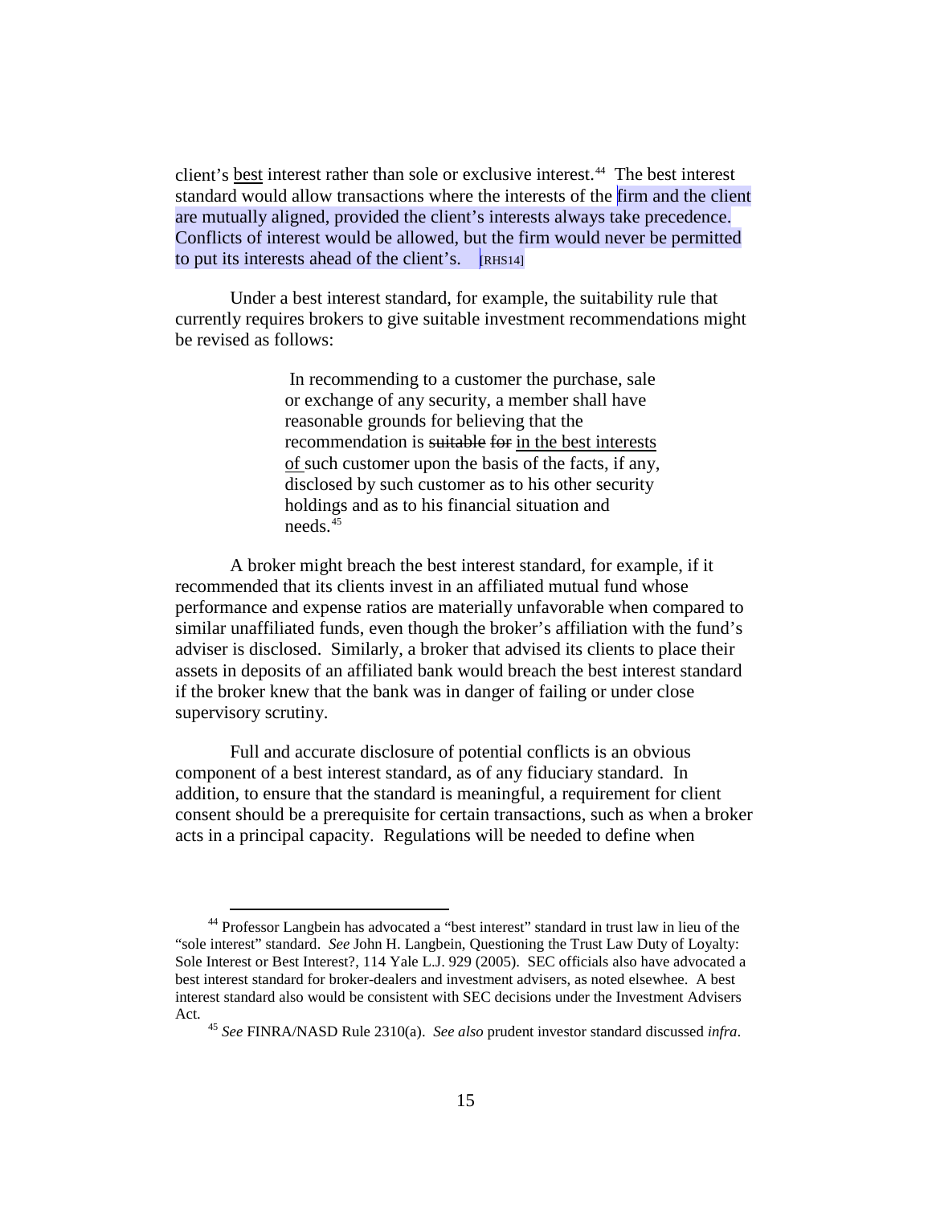client's <u>best</u> interest rather than sole or exclusive interest.[44] The best interest standard would allow transactions where the interests of the firm and the client are mutually aligned, provided the client's interests always take precedence. Conflicts of interest would be allowed, but the firm would never be permitted to put its interests ahead of the client's. [RHS14]

Under a best interest standard, for example, the suitability rule that currently requires brokers to give suitable investment recommendations might be revised as follows:

> In recommending to a customer the purchase, sale or exchange of any security, a member shall have reasonable grounds for believing that the recommendation is ~~suitable~~ ~~for~~ <u>in the best interests of</u> such customer upon the basis of the facts, if any, disclosed by such customer as to his other security holdings and as to his financial situation and needs.[45]

A broker might breach the best interest standard, for example, if it recommended that its clients invest in an affiliated mutual fund whose performance and expense ratios are materially unfavorable when compared to similar unaffiliated funds, even though the broker's affiliation with the fund's adviser is disclosed. Similarly, a broker that advised its clients to place their assets in deposits of an affiliated bank would breach the best interest standard if the broker knew that the bank was in danger of failing or under close supervisory scrutiny.

Full and accurate disclosure of potential conflicts is an obvious component of a best interest standard, as of any fiduciary standard. In addition, to ensure that the standard is meaningful, a requirement for client consent should be a prerequisite for certain transactions, such as when a broker acts in a principal capacity. Regulations will be needed to define when

---

[44] Professor Langbein has advocated a "best interest" standard in trust law in lieu of the "sole interest" standard. *See* John H. Langbein, Questioning the Trust Law Duty of Loyalty: Sole Interest or Best Interest?, 114 Yale L.J. 929 (2005). SEC officials also have advocated a best interest standard for broker-dealers and investment advisers, as noted elsewhee. A best interest standard also would be consistent with SEC decisions under the Investment Advisers Act.

[45] *See* FINRA/NASD Rule 2310(a). *See also* prudent investor standard discussed *infra*.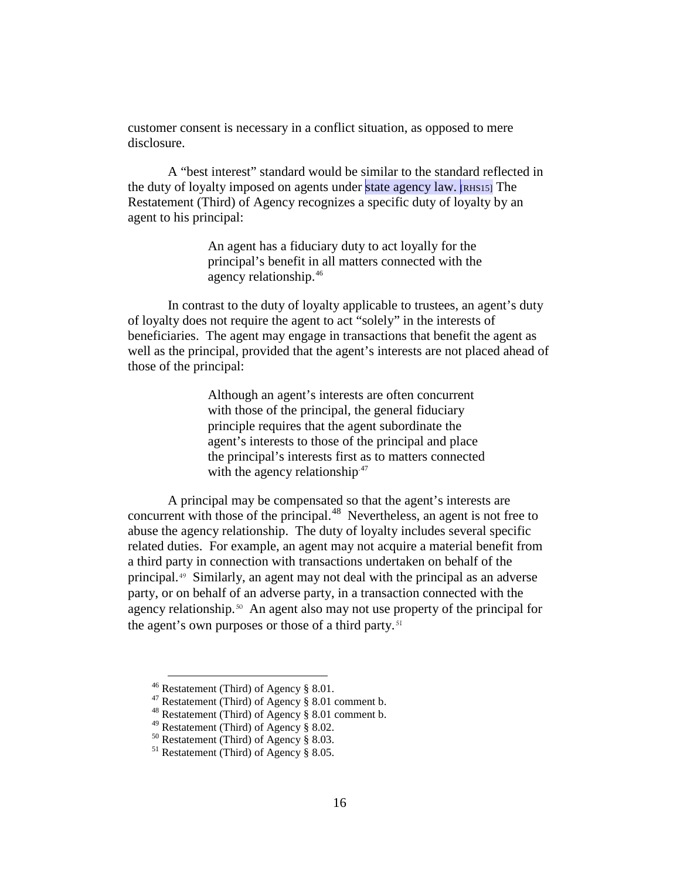customer consent is necessary in a conflict situation, as opposed to mere disclosure.

A "best interest" standard would be similar to the standard reflected in the duty of loyalty imposed on agents under state agency law. [RHS15] The Restatement (Third) of Agency recognizes a specific duty of loyalty by an agent to his principal:

> An agent has a fiduciary duty to act loyally for the principal's benefit in all matters connected with the agency relationship.[46]

In contrast to the duty of loyalty applicable to trustees, an agent's duty of loyalty does not require the agent to act "solely" in the interests of beneficiaries. The agent may engage in transactions that benefit the agent as well as the principal, provided that the agent's interests are not placed ahead of those of the principal:

> Although an agent's interests are often concurrent with those of the principal, the general fiduciary principle requires that the agent subordinate the agent's interests to those of the principal and place the principal's interests first as to matters connected with the agency relationship.[47]

A principal may be compensated so that the agent's interests are concurrent with those of the principal.[48] Nevertheless, an agent is not free to abuse the agency relationship. The duty of loyalty includes several specific related duties. For example, an agent may not acquire a material benefit from a third party in connection with transactions undertaken on behalf of the principal.[49] Similarly, an agent may not deal with the principal as an adverse party, or on behalf of an adverse party, in a transaction connected with the agency relationship.[50] An agent also may not use property of the principal for the agent's own purposes or those of a third party.[51]

---

[46] Restatement (Third) of Agency § 8.01.

[47] Restatement (Third) of Agency § 8.01 comment b.

[48] Restatement (Third) of Agency § 8.01 comment b.

[49] Restatement (Third) of Agency § 8.02.

[50] Restatement (Third) of Agency § 8.03.

[51] Restatement (Third) of Agency § 8.05.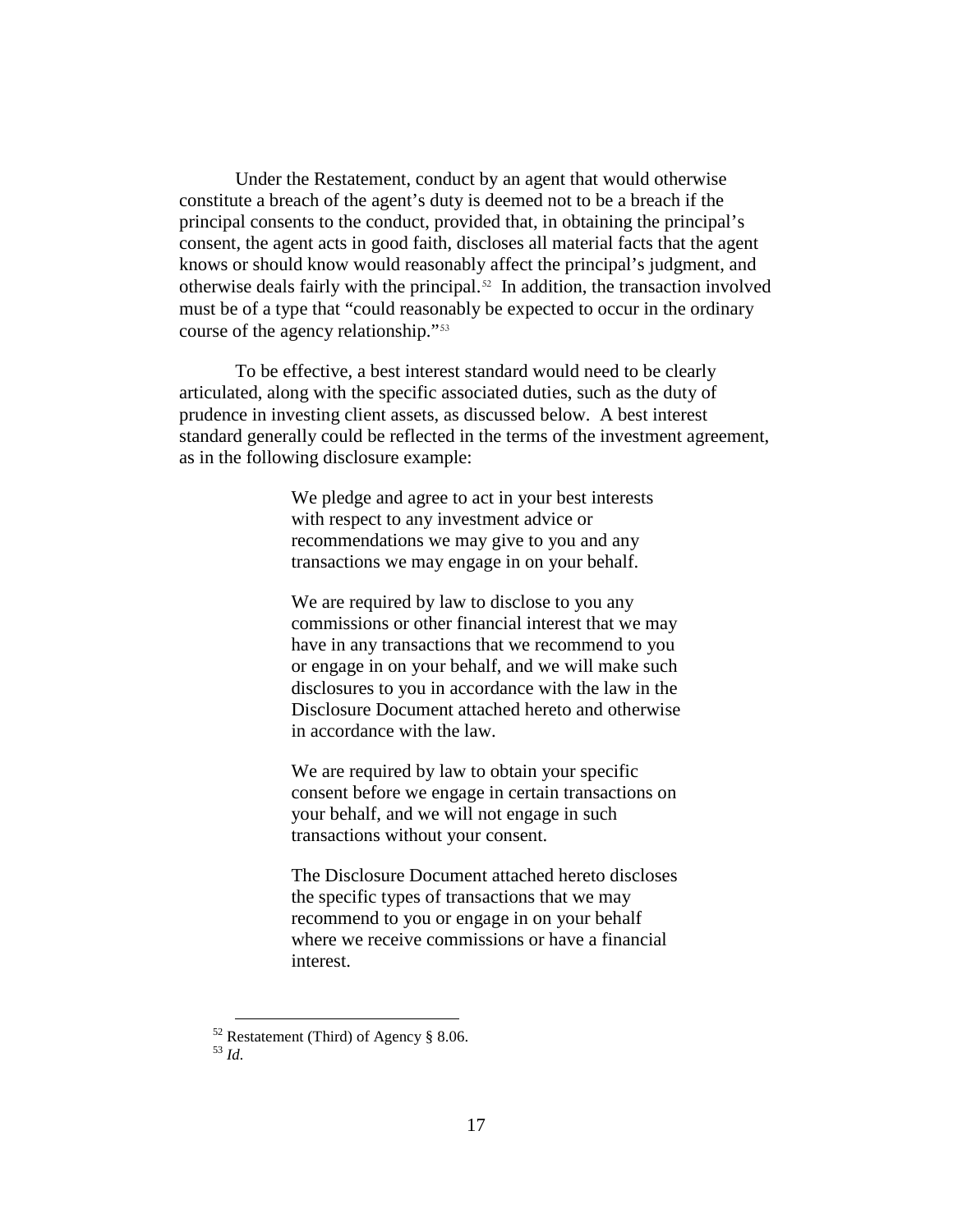Under the Restatement, conduct by an agent that would otherwise constitute a breach of the agent's duty is deemed not to be a breach if the principal consents to the conduct, provided that, in obtaining the principal's consent, the agent acts in good faith, discloses all material facts that the agent knows or should know would reasonably affect the principal's judgment, and otherwise deals fairly with the principal.[52] In addition, the transaction involved must be of a type that "could reasonably be expected to occur in the ordinary course of the agency relationship."[53]

To be effective, a best interest standard would need to be clearly articulated, along with the specific associated duties, such as the duty of prudence in investing client assets, as discussed below. A best interest standard generally could be reflected in the terms of the investment agreement, as in the following disclosure example:

> We pledge and agree to act in your best interests with respect to any investment advice or recommendations we may give to you and any transactions we may engage in on your behalf.
>
> We are required by law to disclose to you any commissions or other financial interest that we may have in any transactions that we recommend to you or engage in on your behalf, and we will make such disclosures to you in accordance with the law in the Disclosure Document attached hereto and otherwise in accordance with the law.
>
> We are required by law to obtain your specific consent before we engage in certain transactions on your behalf, and we will not engage in such transactions without your consent.
>
> The Disclosure Document attached hereto discloses the specific types of transactions that we may recommend to you or engage in on your behalf where we receive commissions or have a financial interest.

---

[52] Restatement (Third) of Agency § 8.06.

[53] *Id.*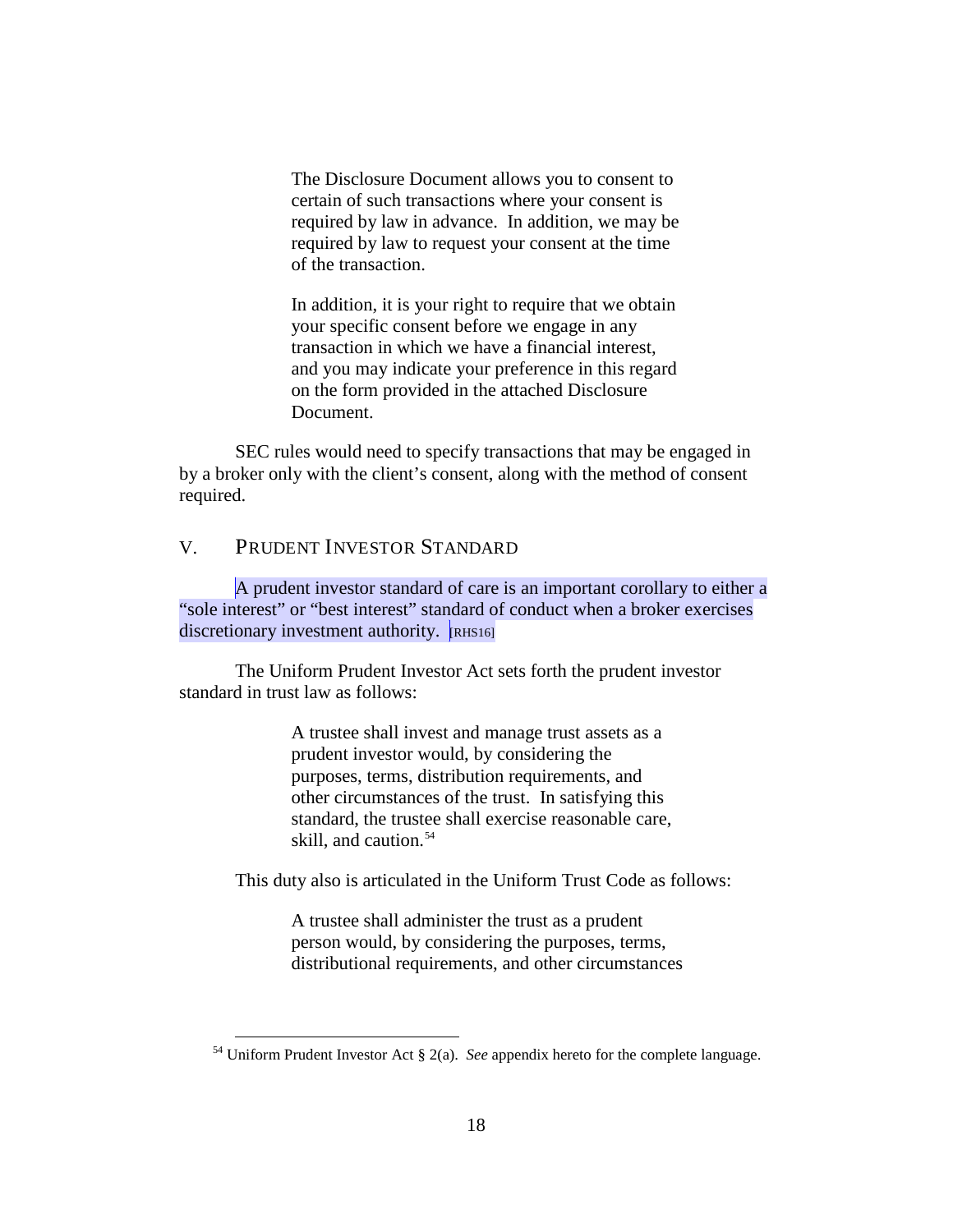> The Disclosure Document allows you to consent to certain of such transactions where your consent is required by law in advance. In addition, we may be required by law to request your consent at the time of the transaction.
>
> In addition, it is your right to require that we obtain your specific consent before we engage in any transaction in which we have a financial interest, and you may indicate your preference in this regard on the form provided in the attached Disclosure Document.

SEC rules would need to specify transactions that may be engaged in by a broker only with the client's consent, along with the method of consent required.

## V. PRUDENT INVESTOR STANDARD

A prudent investor standard of care is an important corollary to either a "sole interest" or "best interest" standard of conduct when a broker exercises discretionary investment authority. [RHS16]

The Uniform Prudent Investor Act sets forth the prudent investor standard in trust law as follows:

> A trustee shall invest and manage trust assets as a prudent investor would, by considering the purposes, terms, distribution requirements, and other circumstances of the trust. In satisfying this standard, the trustee shall exercise reasonable care, skill, and caution.[54]

This duty also is articulated in the Uniform Trust Code as follows:

> A trustee shall administer the trust as a prudent person would, by considering the purposes, terms, distributional requirements, and other circumstances

[54] Uniform Prudent Investor Act § 2(a). *See* appendix hereto for the complete language.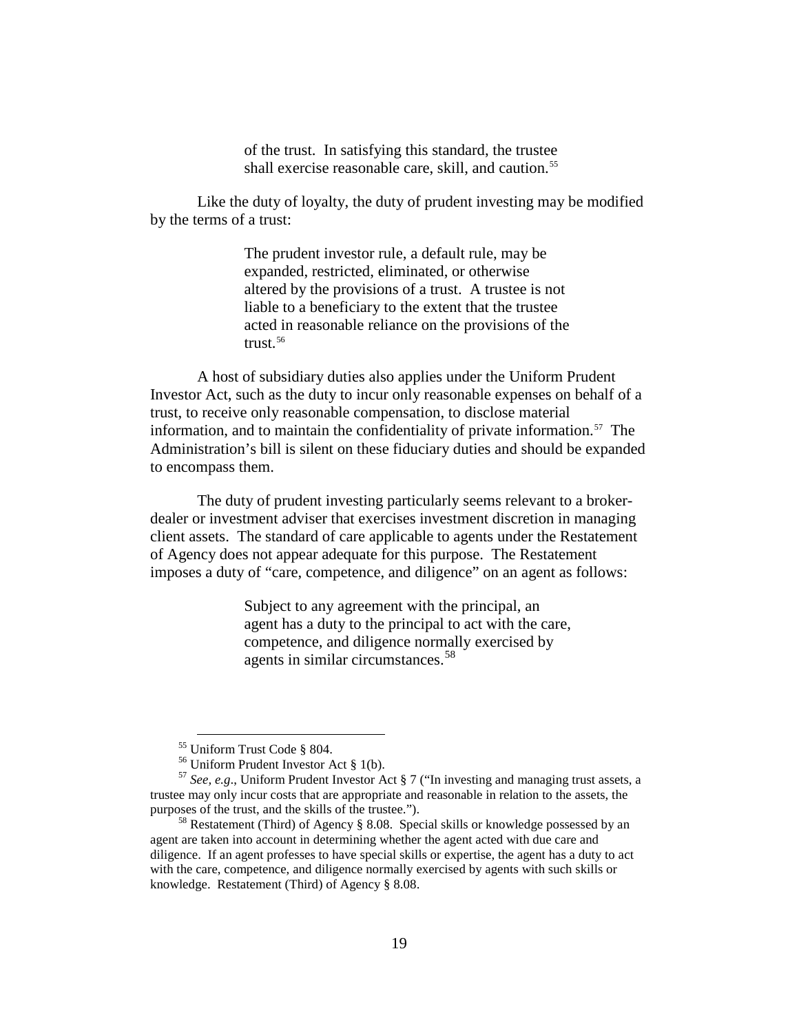> of the trust. In satisfying this standard, the trustee shall exercise reasonable care, skill, and caution.[55]

Like the duty of loyalty, the duty of prudent investing may be modified by the terms of a trust:

> The prudent investor rule, a default rule, may be expanded, restricted, eliminated, or otherwise altered by the provisions of a trust. A trustee is not liable to a beneficiary to the extent that the trustee acted in reasonable reliance on the provisions of the trust.[56]

A host of subsidiary duties also applies under the Uniform Prudent Investor Act, such as the duty to incur only reasonable expenses on behalf of a trust, to receive only reasonable compensation, to disclose material information, and to maintain the confidentiality of private information.[57] The Administration's bill is silent on these fiduciary duties and should be expanded to encompass them.

The duty of prudent investing particularly seems relevant to a broker-dealer or investment adviser that exercises investment discretion in managing client assets. The standard of care applicable to agents under the Restatement of Agency does not appear adequate for this purpose. The Restatement imposes a duty of "care, competence, and diligence" on an agent as follows:

> Subject to any agreement with the principal, an agent has a duty to the principal to act with the care, competence, and diligence normally exercised by agents in similar circumstances.[58]

---

[55] Uniform Trust Code § 804.

[56] Uniform Prudent Investor Act § 1(b).

[57] *See, e.g.*, Uniform Prudent Investor Act § 7 ("In investing and managing trust assets, a trustee may only incur costs that are appropriate and reasonable in relation to the assets, the purposes of the trust, and the skills of the trustee.").

[58] Restatement (Third) of Agency § 8.08. Special skills or knowledge possessed by an agent are taken into account in determining whether the agent acted with due care and diligence. If an agent professes to have special skills or expertise, the agent has a duty to act with the care, competence, and diligence normally exercised by agents with such skills or knowledge. Restatement (Third) of Agency § 8.08.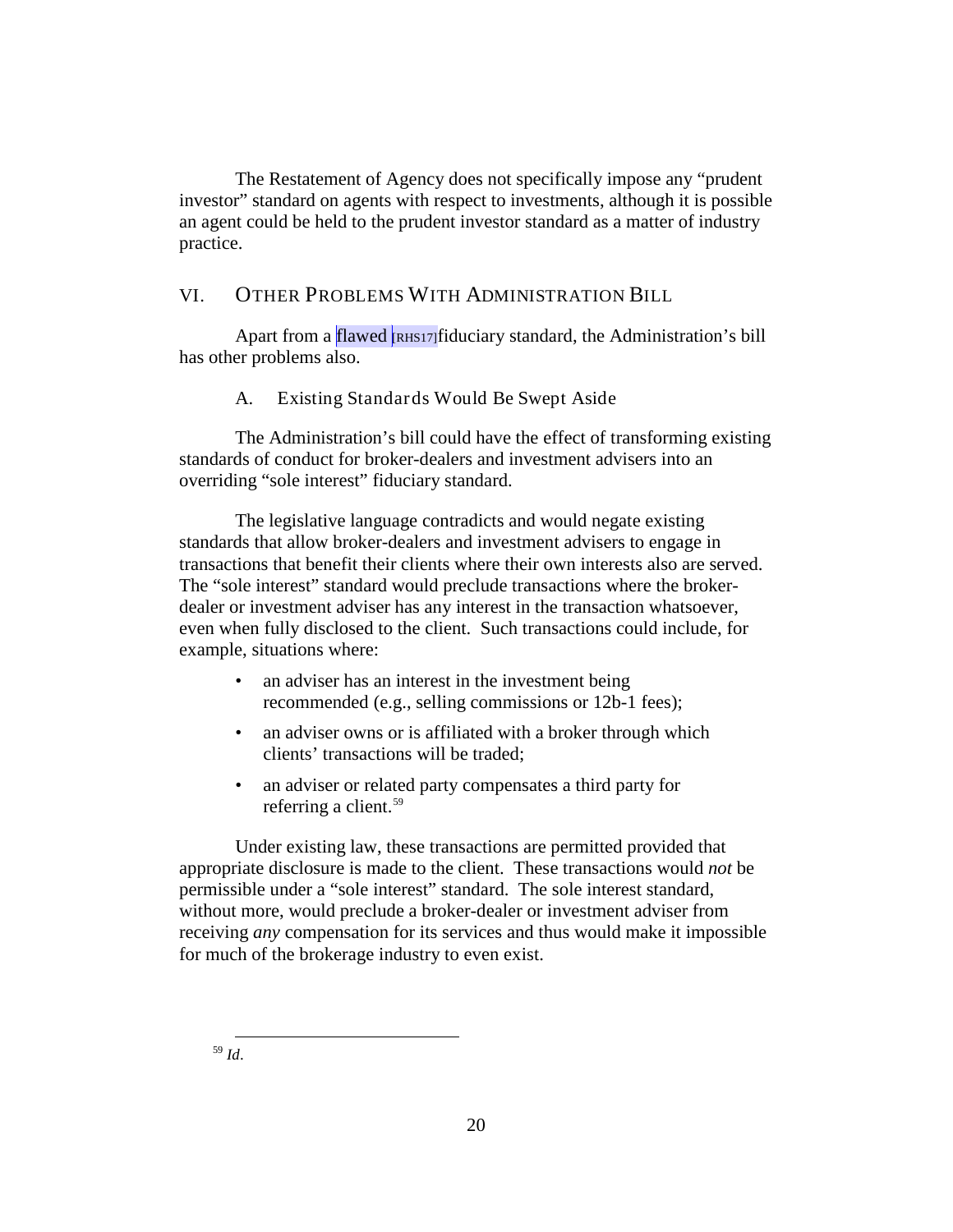The Restatement of Agency does not specifically impose any "prudent investor" standard on agents with respect to investments, although it is possible an agent could be held to the prudent investor standard as a matter of industry practice.

## VI. OTHER PROBLEMS WITH ADMINISTRATION BILL

Apart from a flawed [RHS17]fiduciary standard, the Administration's bill has other problems also.

### A. Existing Standards Would Be Swept Aside

The Administration's bill could have the effect of transforming existing standards of conduct for broker-dealers and investment advisers into an overriding "sole interest" fiduciary standard.

The legislative language contradicts and would negate existing standards that allow broker-dealers and investment advisers to engage in transactions that benefit their clients where their own interests also are served. The "sole interest" standard would preclude transactions where the broker-dealer or investment adviser has any interest in the transaction whatsoever, even when fully disclosed to the client. Such transactions could include, for example, situations where:

- an adviser has an interest in the investment being recommended (e.g., selling commissions or 12b-1 fees);
- an adviser owns or is affiliated with a broker through which clients' transactions will be traded;
- an adviser or related party compensates a third party for referring a client.[59]

Under existing law, these transactions are permitted provided that appropriate disclosure is made to the client. These transactions would *not* be permissible under a "sole interest" standard. The sole interest standard, without more, would preclude a broker-dealer or investment adviser from receiving *any* compensation for its services and thus would make it impossible for much of the brokerage industry to even exist.

---

[59] *Id*.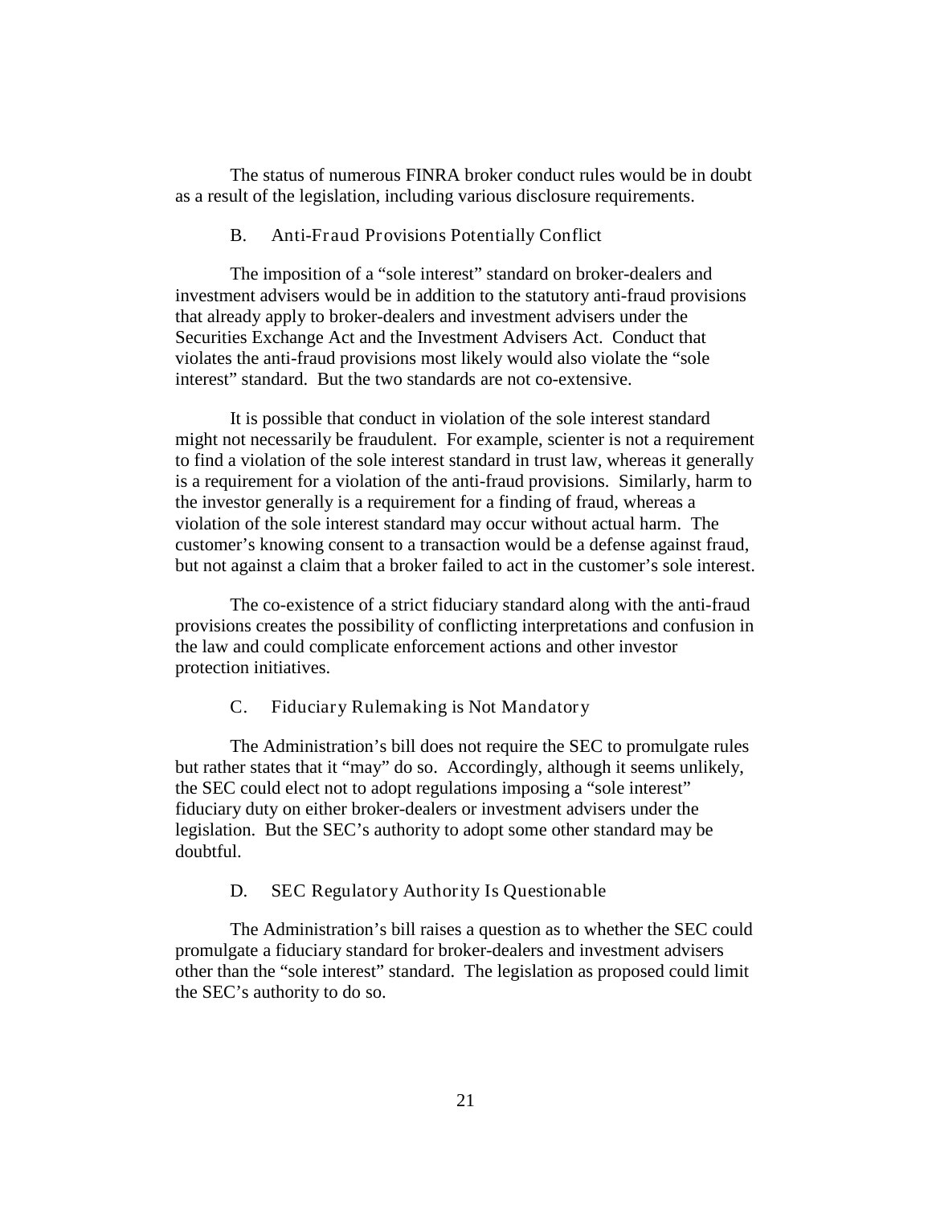The status of numerous FINRA broker conduct rules would be in doubt as a result of the legislation, including various disclosure requirements.

### B. Anti-Fraud Provisions Potentially Conflict

The imposition of a "sole interest" standard on broker-dealers and investment advisers would be in addition to the statutory anti-fraud provisions that already apply to broker-dealers and investment advisers under the Securities Exchange Act and the Investment Advisers Act. Conduct that violates the anti-fraud provisions most likely would also violate the "sole interest" standard. But the two standards are not co-extensive.

It is possible that conduct in violation of the sole interest standard might not necessarily be fraudulent. For example, scienter is not a requirement to find a violation of the sole interest standard in trust law, whereas it generally is a requirement for a violation of the anti-fraud provisions. Similarly, harm to the investor generally is a requirement for a finding of fraud, whereas a violation of the sole interest standard may occur without actual harm. The customer's knowing consent to a transaction would be a defense against fraud, but not against a claim that a broker failed to act in the customer's sole interest.

The co-existence of a strict fiduciary standard along with the anti-fraud provisions creates the possibility of conflicting interpretations and confusion in the law and could complicate enforcement actions and other investor protection initiatives.

### C. Fiduciary Rulemaking is Not Mandatory

The Administration's bill does not require the SEC to promulgate rules but rather states that it "may" do so. Accordingly, although it seems unlikely, the SEC could elect not to adopt regulations imposing a "sole interest" fiduciary duty on either broker-dealers or investment advisers under the legislation. But the SEC's authority to adopt some other standard may be doubtful.

### D. SEC Regulatory Authority Is Questionable

The Administration's bill raises a question as to whether the SEC could promulgate a fiduciary standard for broker-dealers and investment advisers other than the "sole interest" standard. The legislation as proposed could limit the SEC's authority to do so.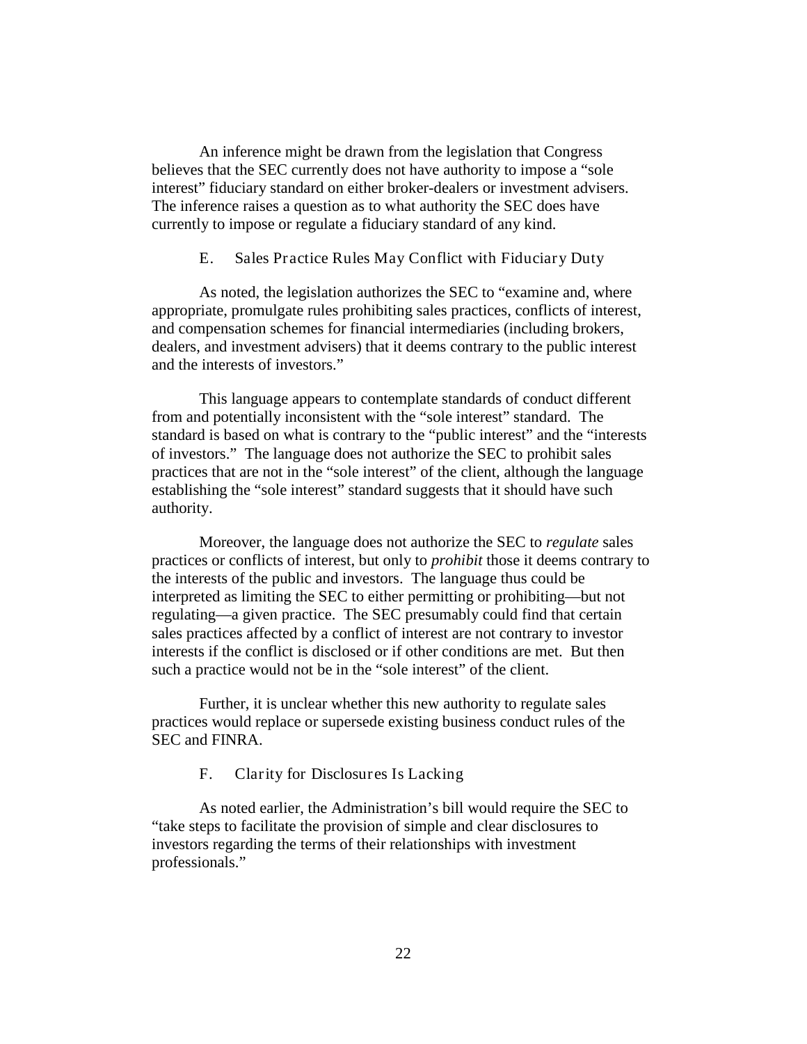An inference might be drawn from the legislation that Congress believes that the SEC currently does not have authority to impose a "sole interest" fiduciary standard on either broker-dealers or investment advisers. The inference raises a question as to what authority the SEC does have currently to impose or regulate a fiduciary standard of any kind.

### E. Sales Practice Rules May Conflict with Fiduciary Duty

As noted, the legislation authorizes the SEC to "examine and, where appropriate, promulgate rules prohibiting sales practices, conflicts of interest, and compensation schemes for financial intermediaries (including brokers, dealers, and investment advisers) that it deems contrary to the public interest and the interests of investors."

This language appears to contemplate standards of conduct different from and potentially inconsistent with the "sole interest" standard. The standard is based on what is contrary to the "public interest" and the "interests of investors." The language does not authorize the SEC to prohibit sales practices that are not in the "sole interest" of the client, although the language establishing the "sole interest" standard suggests that it should have such authority.

Moreover, the language does not authorize the SEC to *regulate* sales practices or conflicts of interest, but only to *prohibit* those it deems contrary to the interests of the public and investors. The language thus could be interpreted as limiting the SEC to either permitting or prohibiting—but not regulating—a given practice. The SEC presumably could find that certain sales practices affected by a conflict of interest are not contrary to investor interests if the conflict is disclosed or if other conditions are met. But then such a practice would not be in the "sole interest" of the client.

Further, it is unclear whether this new authority to regulate sales practices would replace or supersede existing business conduct rules of the SEC and FINRA.

### F. Clarity for Disclosures Is Lacking

As noted earlier, the Administration's bill would require the SEC to "take steps to facilitate the provision of simple and clear disclosures to investors regarding the terms of their relationships with investment professionals."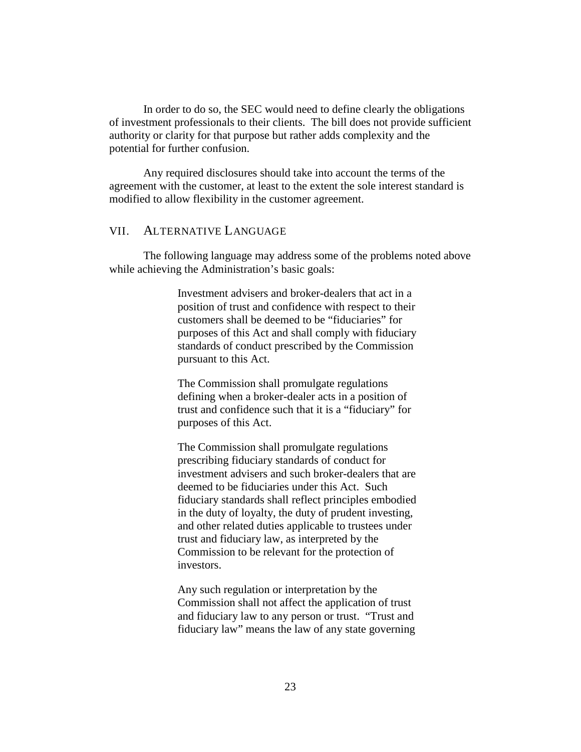In order to do so, the SEC would need to define clearly the obligations of investment professionals to their clients. The bill does not provide sufficient authority or clarity for that purpose but rather adds complexity and the potential for further confusion.

Any required disclosures should take into account the terms of the agreement with the customer, at least to the extent the sole interest standard is modified to allow flexibility in the customer agreement.

## VII. ALTERNATIVE LANGUAGE

The following language may address some of the problems noted above while achieving the Administration's basic goals:

> Investment advisers and broker-dealers that act in a position of trust and confidence with respect to their customers shall be deemed to be "fiduciaries" for purposes of this Act and shall comply with fiduciary standards of conduct prescribed by the Commission pursuant to this Act.
>
> The Commission shall promulgate regulations defining when a broker-dealer acts in a position of trust and confidence such that it is a "fiduciary" for purposes of this Act.
>
> The Commission shall promulgate regulations prescribing fiduciary standards of conduct for investment advisers and such broker-dealers that are deemed to be fiduciaries under this Act. Such fiduciary standards shall reflect principles embodied in the duty of loyalty, the duty of prudent investing, and other related duties applicable to trustees under trust and fiduciary law, as interpreted by the Commission to be relevant for the protection of investors.
>
> Any such regulation or interpretation by the Commission shall not affect the application of trust and fiduciary law to any person or trust. "Trust and fiduciary law" means the law of any state governing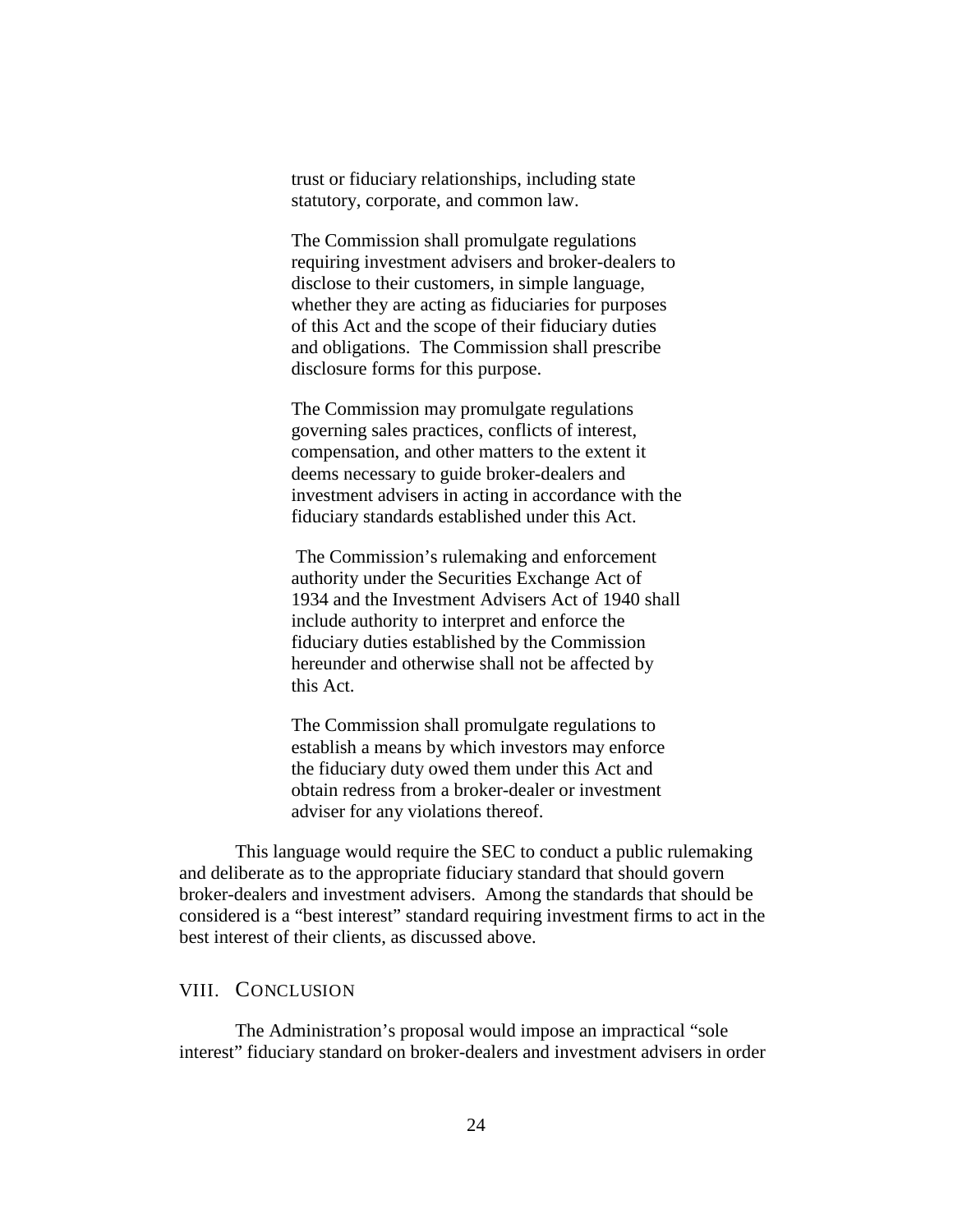> trust or fiduciary relationships, including state statutory, corporate, and common law.
>
> The Commission shall promulgate regulations requiring investment advisers and broker-dealers to disclose to their customers, in simple language, whether they are acting as fiduciaries for purposes of this Act and the scope of their fiduciary duties and obligations. The Commission shall prescribe disclosure forms for this purpose.
>
> The Commission may promulgate regulations governing sales practices, conflicts of interest, compensation, and other matters to the extent it deems necessary to guide broker-dealers and investment advisers in acting in accordance with the fiduciary standards established under this Act.
>
> The Commission's rulemaking and enforcement authority under the Securities Exchange Act of 1934 and the Investment Advisers Act of 1940 shall include authority to interpret and enforce the fiduciary duties established by the Commission hereunder and otherwise shall not be affected by this Act.
>
> The Commission shall promulgate regulations to establish a means by which investors may enforce the fiduciary duty owed them under this Act and obtain redress from a broker-dealer or investment adviser for any violations thereof.

This language would require the SEC to conduct a public rulemaking and deliberate as to the appropriate fiduciary standard that should govern broker-dealers and investment advisers. Among the standards that should be considered is a "best interest" standard requiring investment firms to act in the best interest of their clients, as discussed above.

## VIII. CONCLUSION

The Administration's proposal would impose an impractical "sole interest" fiduciary standard on broker-dealers and investment advisers in order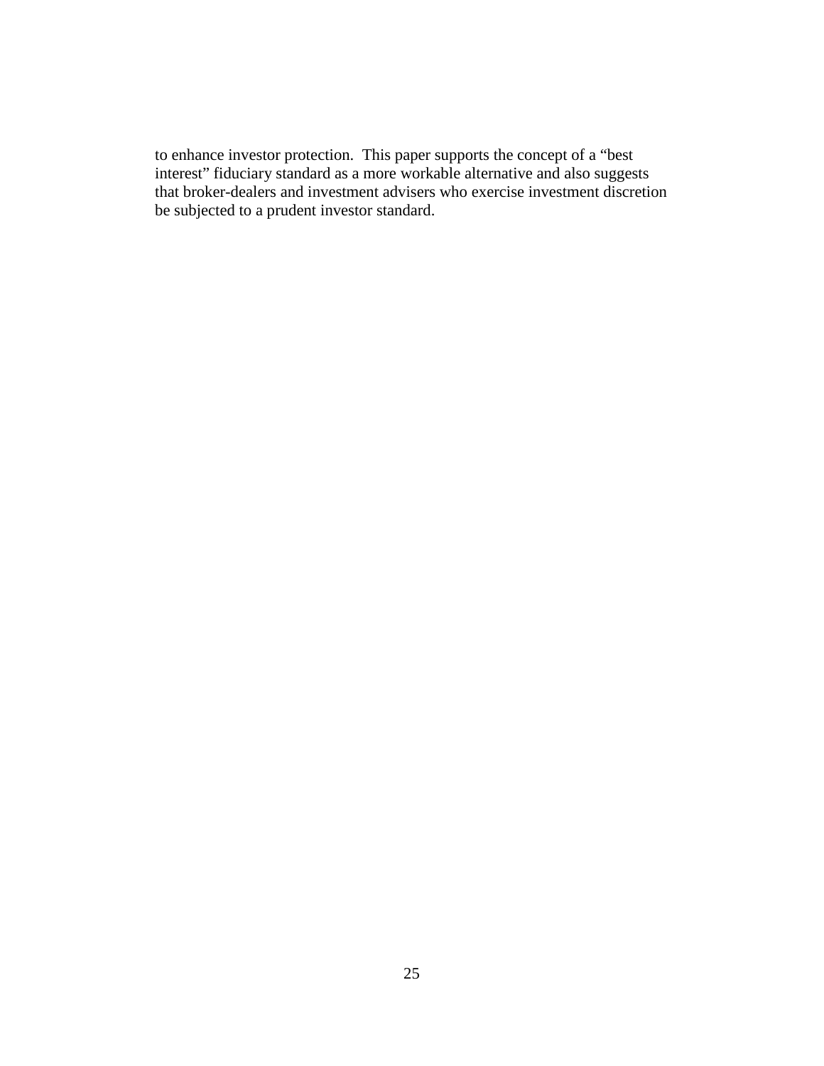to enhance investor protection.  This paper supports the concept of a "best interest" fiduciary standard as a more workable alternative and also suggests that broker-dealers and investment advisers who exercise investment discretion be subjected to a prudent investor standard.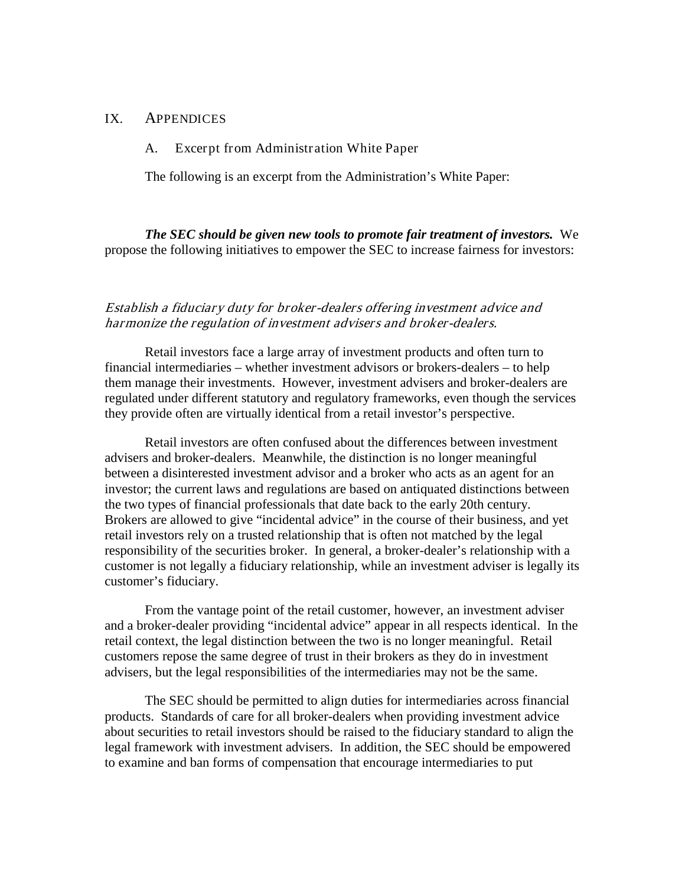# IX. APPENDICES

## A. Excerpt from Administration White Paper

The following is an excerpt from the Administration's White Paper:

***The SEC should be given new tools to promote fair treatment of investors.*** We propose the following initiatives to empower the SEC to increase fairness for investors:

### *Establish a fiduciary duty for broker-dealers offering investment advice and harmonize the regulation of investment advisers and broker-dealers.*

Retail investors face a large array of investment products and often turn to financial intermediaries – whether investment advisors or brokers-dealers – to help them manage their investments. However, investment advisers and broker-dealers are regulated under different statutory and regulatory frameworks, even though the services they provide often are virtually identical from a retail investor's perspective.

Retail investors are often confused about the differences between investment advisers and broker-dealers. Meanwhile, the distinction is no longer meaningful between a disinterested investment advisor and a broker who acts as an agent for an investor; the current laws and regulations are based on antiquated distinctions between the two types of financial professionals that date back to the early 20th century. Brokers are allowed to give "incidental advice" in the course of their business, and yet retail investors rely on a trusted relationship that is often not matched by the legal responsibility of the securities broker. In general, a broker-dealer's relationship with a customer is not legally a fiduciary relationship, while an investment adviser is legally its customer's fiduciary.

From the vantage point of the retail customer, however, an investment adviser and a broker-dealer providing "incidental advice" appear in all respects identical. In the retail context, the legal distinction between the two is no longer meaningful. Retail customers repose the same degree of trust in their brokers as they do in investment advisers, but the legal responsibilities of the intermediaries may not be the same.

The SEC should be permitted to align duties for intermediaries across financial products. Standards of care for all broker-dealers when providing investment advice about securities to retail investors should be raised to the fiduciary standard to align the legal framework with investment advisers. In addition, the SEC should be empowered to examine and ban forms of compensation that encourage intermediaries to put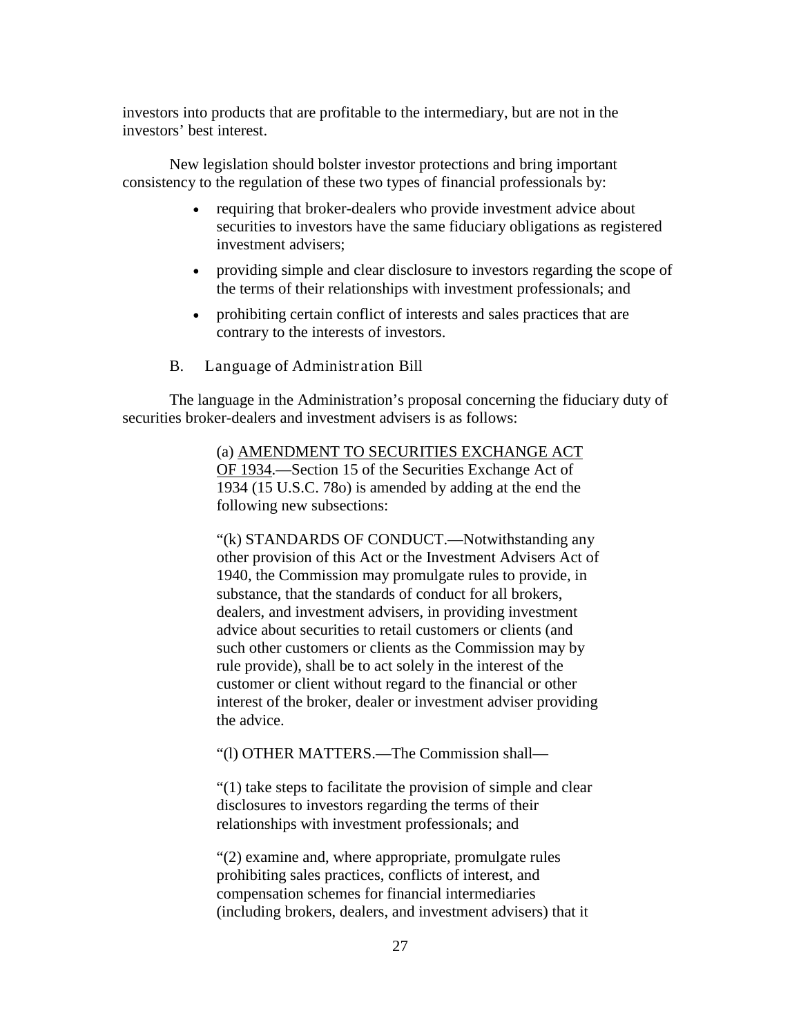investors into products that are profitable to the intermediary, but are not in the investors' best interest.

New legislation should bolster investor protections and bring important consistency to the regulation of these two types of financial professionals by:

- requiring that broker-dealers who provide investment advice about securities to investors have the same fiduciary obligations as registered investment advisers;
- providing simple and clear disclosure to investors regarding the scope of the terms of their relationships with investment professionals; and
- prohibiting certain conflict of interests and sales practices that are contrary to the interests of investors.

### B. Language of Administration Bill

The language in the Administration's proposal concerning the fiduciary duty of securities broker-dealers and investment advisers is as follows:

> (a) AMENDMENT TO SECURITIES EXCHANGE ACT OF 1934.—Section 15 of the Securities Exchange Act of 1934 (15 U.S.C. 78o) is amended by adding at the end the following new subsections:
>
> "(k) STANDARDS OF CONDUCT.—Notwithstanding any other provision of this Act or the Investment Advisers Act of 1940, the Commission may promulgate rules to provide, in substance, that the standards of conduct for all brokers, dealers, and investment advisers, in providing investment advice about securities to retail customers or clients (and such other customers or clients as the Commission may by rule provide), shall be to act solely in the interest of the customer or client without regard to the financial or other interest of the broker, dealer or investment adviser providing the advice.
>
> "(l) OTHER MATTERS.—The Commission shall—
>
> "(1) take steps to facilitate the provision of simple and clear disclosures to investors regarding the terms of their relationships with investment professionals; and
>
> "(2) examine and, where appropriate, promulgate rules prohibiting sales practices, conflicts of interest, and compensation schemes for financial intermediaries (including brokers, dealers, and investment advisers) that it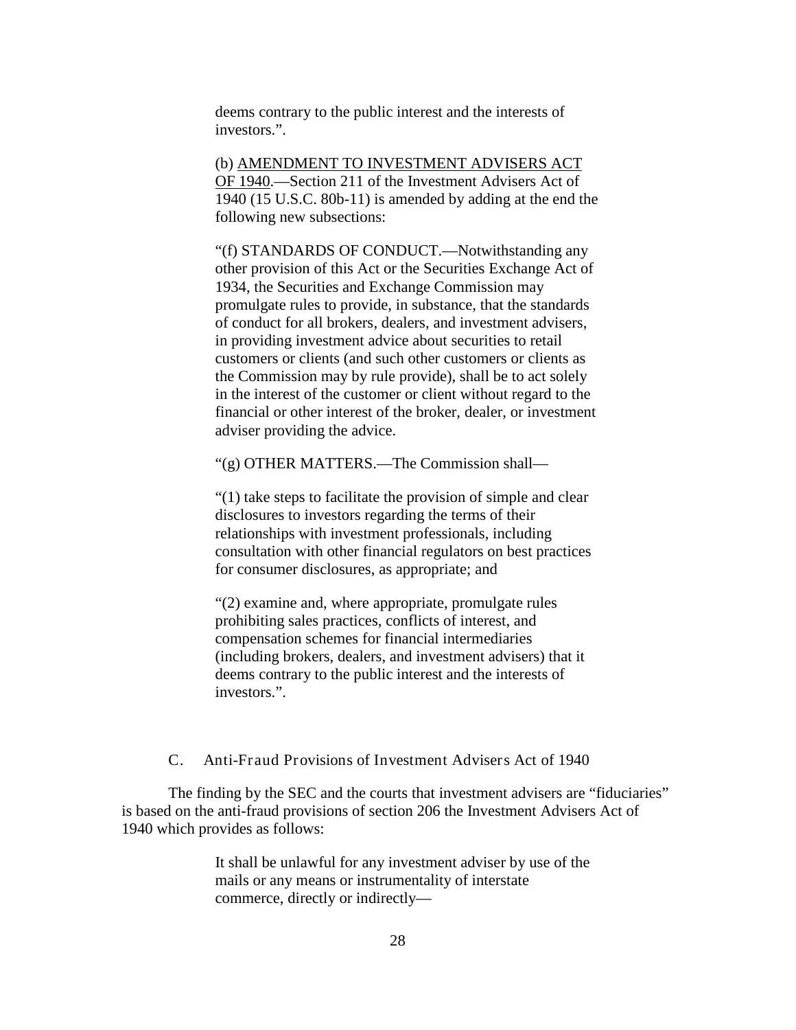> deems contrary to the public interest and the interests of investors.”.
>
> (b) <u>AMENDMENT TO INVESTMENT ADVISERS ACT OF 1940</u>.—Section 211 of the Investment Advisers Act of 1940 (15 U.S.C. 80b-11) is amended by adding at the end the following new subsections:
>
> “(f) STANDARDS OF CONDUCT.—Notwithstanding any other provision of this Act or the Securities Exchange Act of 1934, the Securities and Exchange Commission may promulgate rules to provide, in substance, that the standards of conduct for all brokers, dealers, and investment advisers, in providing investment advice about securities to retail customers or clients (and such other customers or clients as the Commission may by rule provide), shall be to act solely in the interest of the customer or client without regard to the financial or other interest of the broker, dealer, or investment adviser providing the advice.
>
> “(g) OTHER MATTERS.—The Commission shall—
>
> “(1) take steps to facilitate the provision of simple and clear disclosures to investors regarding the terms of their relationships with investment professionals, including consultation with other financial regulators on best practices for consumer disclosures, as appropriate; and
>
> “(2) examine and, where appropriate, promulgate rules prohibiting sales practices, conflicts of interest, and compensation schemes for financial intermediaries (including brokers, dealers, and investment advisers) that it deems contrary to the public interest and the interests of investors.”.

### C. Anti-Fraud Provisions of Investment Advisers Act of 1940

The finding by the SEC and the courts that investment advisers are “fiduciaries” is based on the anti-fraud provisions of section 206 the Investment Advisers Act of 1940 which provides as follows:

> It shall be unlawful for any investment adviser by use of the mails or any means or instrumentality of interstate commerce, directly or indirectly—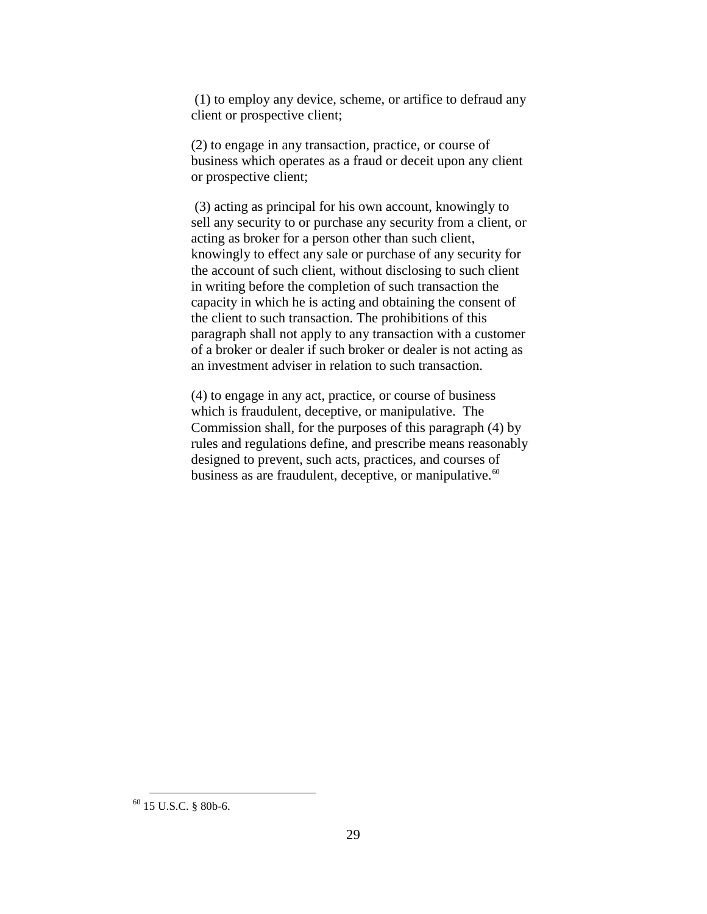> (1) to employ any device, scheme, or artifice to defraud any client or prospective client;
>
> (2) to engage in any transaction, practice, or course of business which operates as a fraud or deceit upon any client or prospective client;
>
> (3) acting as principal for his own account, knowingly to sell any security to or purchase any security from a client, or acting as broker for a person other than such client, knowingly to effect any sale or purchase of any security for the account of such client, without disclosing to such client in writing before the completion of such transaction the capacity in which he is acting and obtaining the consent of the client to such transaction. The prohibitions of this paragraph shall not apply to any transaction with a customer of a broker or dealer if such broker or dealer is not acting as an investment adviser in relation to such transaction.
>
> (4) to engage in any act, practice, or course of business which is fraudulent, deceptive, or manipulative. The Commission shall, for the purposes of this paragraph (4) by rules and regulations define, and prescribe means reasonably designed to prevent, such acts, practices, and courses of business as are fraudulent, deceptive, or manipulative.[60]

---

[60] 15 U.S.C. § 80b-6.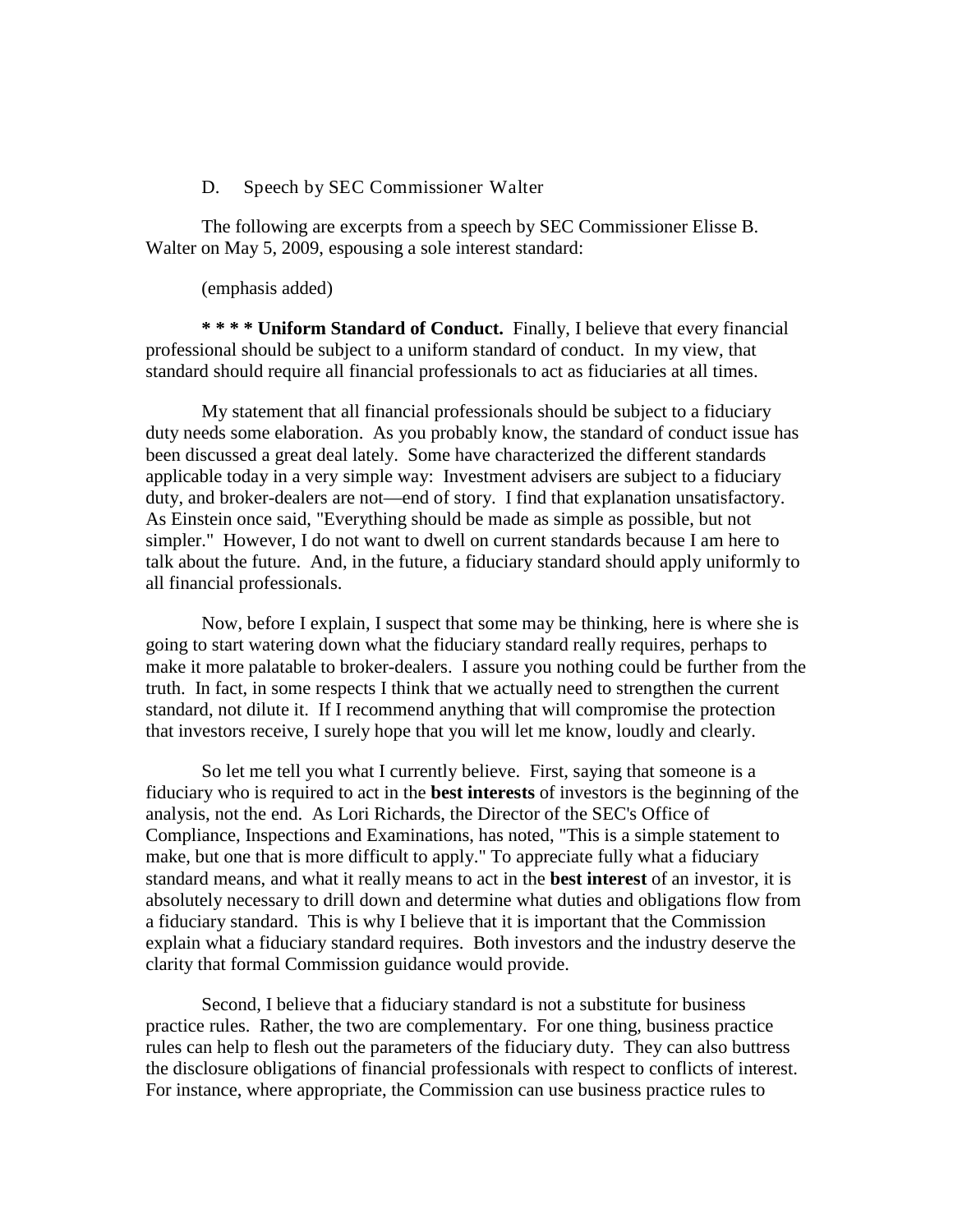D. Speech by SEC Commissioner Walter

The following are excerpts from a speech by SEC Commissioner Elisse B. Walter on May 5, 2009, espousing a sole interest standard:

(emphasis added)

**\* \* \* \* Uniform Standard of Conduct.** Finally, I believe that every financial professional should be subject to a uniform standard of conduct. In my view, that standard should require all financial professionals to act as fiduciaries at all times.

My statement that all financial professionals should be subject to a fiduciary duty needs some elaboration. As you probably know, the standard of conduct issue has been discussed a great deal lately. Some have characterized the different standards applicable today in a very simple way: Investment advisers are subject to a fiduciary duty, and broker-dealers are not—end of story. I find that explanation unsatisfactory. As Einstein once said, "Everything should be made as simple as possible, but not simpler." However, I do not want to dwell on current standards because I am here to talk about the future. And, in the future, a fiduciary standard should apply uniformly to all financial professionals.

Now, before I explain, I suspect that some may be thinking, here is where she is going to start watering down what the fiduciary standard really requires, perhaps to make it more palatable to broker-dealers. I assure you nothing could be further from the truth. In fact, in some respects I think that we actually need to strengthen the current standard, not dilute it. If I recommend anything that will compromise the protection that investors receive, I surely hope that you will let me know, loudly and clearly.

So let me tell you what I currently believe. First, saying that someone is a fiduciary who is required to act in the **best interests** of investors is the beginning of the analysis, not the end. As Lori Richards, the Director of the SEC's Office of Compliance, Inspections and Examinations, has noted, "This is a simple statement to make, but one that is more difficult to apply." To appreciate fully what a fiduciary standard means, and what it really means to act in the **best interest** of an investor, it is absolutely necessary to drill down and determine what duties and obligations flow from a fiduciary standard. This is why I believe that it is important that the Commission explain what a fiduciary standard requires. Both investors and the industry deserve the clarity that formal Commission guidance would provide.

Second, I believe that a fiduciary standard is not a substitute for business practice rules. Rather, the two are complementary. For one thing, business practice rules can help to flesh out the parameters of the fiduciary duty. They can also buttress the disclosure obligations of financial professionals with respect to conflicts of interest. For instance, where appropriate, the Commission can use business practice rules to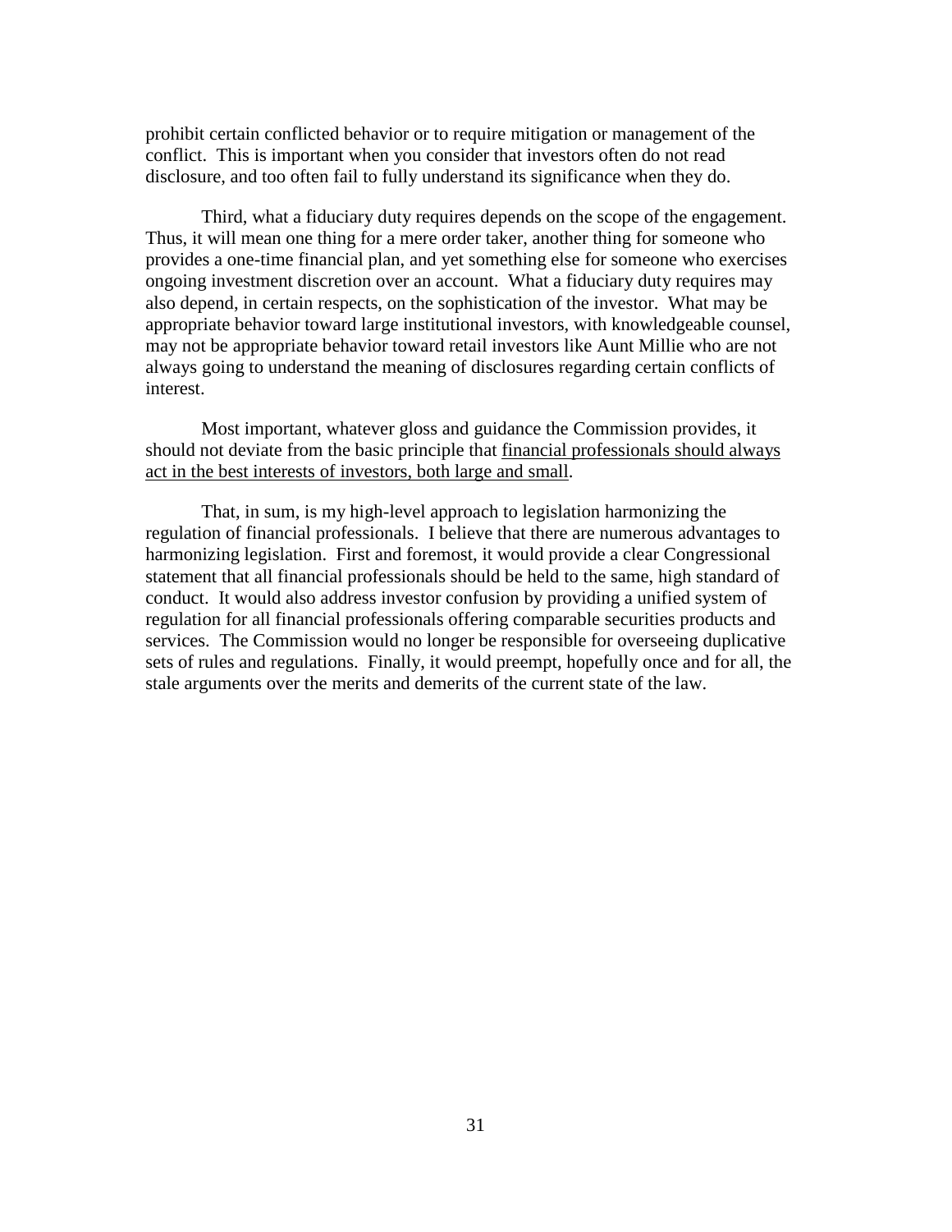prohibit certain conflicted behavior or to require mitigation or management of the conflict. This is important when you consider that investors often do not read disclosure, and too often fail to fully understand its significance when they do.

Third, what a fiduciary duty requires depends on the scope of the engagement. Thus, it will mean one thing for a mere order taker, another thing for someone who provides a one-time financial plan, and yet something else for someone who exercises ongoing investment discretion over an account. What a fiduciary duty requires may also depend, in certain respects, on the sophistication of the investor. What may be appropriate behavior toward large institutional investors, with knowledgeable counsel, may not be appropriate behavior toward retail investors like Aunt Millie who are not always going to understand the meaning of disclosures regarding certain conflicts of interest.

Most important, whatever gloss and guidance the Commission provides, it should not deviate from the basic principle that <u>financial professionals should always act in the best interests of investors, both large and small</u>.

That, in sum, is my high-level approach to legislation harmonizing the regulation of financial professionals. I believe that there are numerous advantages to harmonizing legislation. First and foremost, it would provide a clear Congressional statement that all financial professionals should be held to the same, high standard of conduct. It would also address investor confusion by providing a unified system of regulation for all financial professionals offering comparable securities products and services. The Commission would no longer be responsible for overseeing duplicative sets of rules and regulations. Finally, it would preempt, hopefully once and for all, the stale arguments over the merits and demerits of the current state of the law.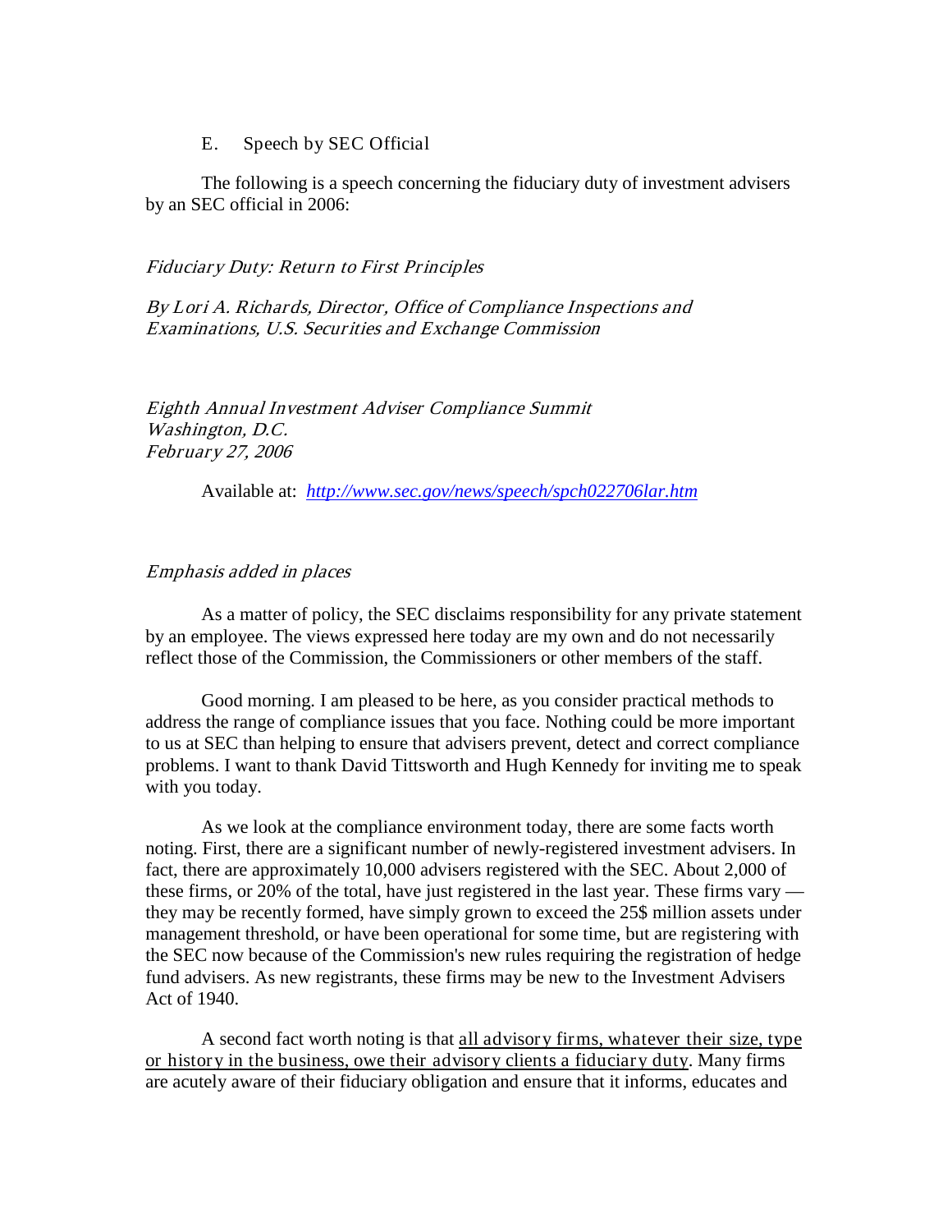E. Speech by SEC Official

The following is a speech concerning the fiduciary duty of investment advisers by an SEC official in 2006:

*Fiduciary Duty: Return to First Principles*

*By Lori A. Richards, Director, Office of Compliance Inspections and Examinations, U.S. Securities and Exchange Commission*

*Eighth Annual Investment Adviser Compliance Summit*
*Washington, D.C.*
*February 27, 2006*

Available at: *http://www.sec.gov/news/speech/spch022706lar.htm*

*Emphasis added in places*

As a matter of policy, the SEC disclaims responsibility for any private statement by an employee. The views expressed here today are my own and do not necessarily reflect those of the Commission, the Commissioners or other members of the staff.

Good morning. I am pleased to be here, as you consider practical methods to address the range of compliance issues that you face. Nothing could be more important to us at SEC than helping to ensure that advisers prevent, detect and correct compliance problems. I want to thank David Tittsworth and Hugh Kennedy for inviting me to speak with you today.

As we look at the compliance environment today, there are some facts worth noting. First, there are a significant number of newly-registered investment advisers. In fact, there are approximately 10,000 advisers registered with the SEC. About 2,000 of these firms, or 20% of the total, have just registered in the last year. These firms vary — they may be recently formed, have simply grown to exceed the 25$ million assets under management threshold, or have been operational for some time, but are registering with the SEC now because of the Commission's new rules requiring the registration of hedge fund advisers. As new registrants, these firms may be new to the Investment Advisers Act of 1940.

A second fact worth noting is that <u>all advisory firms, whatever their size, type or history in the business, owe their advisory clients a fiduciary duty</u>. Many firms are acutely aware of their fiduciary obligation and ensure that it informs, educates and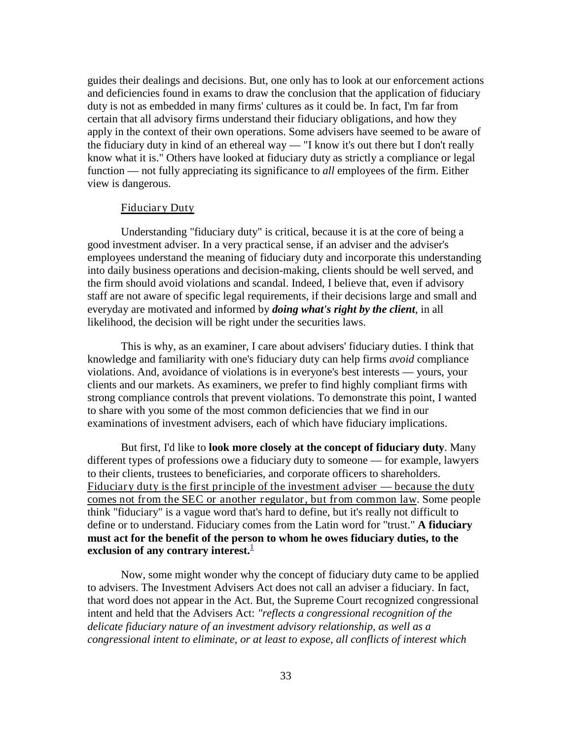guides their dealings and decisions. But, one only has to look at our enforcement actions and deficiencies found in exams to draw the conclusion that the application of fiduciary duty is not as embedded in many firms' cultures as it could be. In fact, I'm far from certain that all advisory firms understand their fiduciary obligations, and how they apply in the context of their own operations. Some advisers have seemed to be aware of the fiduciary duty in kind of an ethereal way — "I know it's out there but I don't really know what it is." Others have looked at fiduciary duty as strictly a compliance or legal function — not fully appreciating its significance to *all* employees of the firm. Either view is dangerous.

<u>Fiduciary Duty</u>

Understanding "fiduciary duty" is critical, because it is at the core of being a good investment adviser. In a very practical sense, if an adviser and the adviser's employees understand the meaning of fiduciary duty and incorporate this understanding into daily business operations and decision-making, clients should be well served, and the firm should avoid violations and scandal. Indeed, I believe that, even if advisory staff are not aware of specific legal requirements, if their decisions large and small and everyday are motivated and informed by ***doing what's right by the client***, in all likelihood, the decision will be right under the securities laws.

This is why, as an examiner, I care about advisers' fiduciary duties. I think that knowledge and familiarity with one's fiduciary duty can help firms *avoid* compliance violations. And, avoidance of violations is in everyone's best interests — yours, your clients and our markets. As examiners, we prefer to find highly compliant firms with strong compliance controls that prevent violations. To demonstrate this point, I wanted to share with you some of the most common deficiencies that we find in our examinations of investment advisers, each of which have fiduciary implications.

But first, I'd like to **look more closely at the concept of fiduciary duty**. Many different types of professions owe a fiduciary duty to someone — for example, lawyers to their clients, trustees to beneficiaries, and corporate officers to shareholders. <u>Fiduciary duty is the first principle of the investment adviser — because the duty comes not from the SEC or another regulator, but from common law</u>. Some people think "fiduciary" is a vague word that's hard to define, but it's really not difficult to define or to understand. Fiduciary comes from the Latin word for "trust." **A fiduciary must act for the benefit of the person to whom he owes fiduciary duties, to the exclusion of any contrary interest.**[1]

Now, some might wonder why the concept of fiduciary duty came to be applied to advisers. The Investment Advisers Act does not call an adviser a fiduciary. In fact, that word does not appear in the Act. But, the Supreme Court recognized congressional intent and held that the Advisers Act: *"reflects a congressional recognition of the delicate fiduciary nature of an investment advisory relationship, as well as a congressional intent to eliminate, or at least to expose, all conflicts of interest which*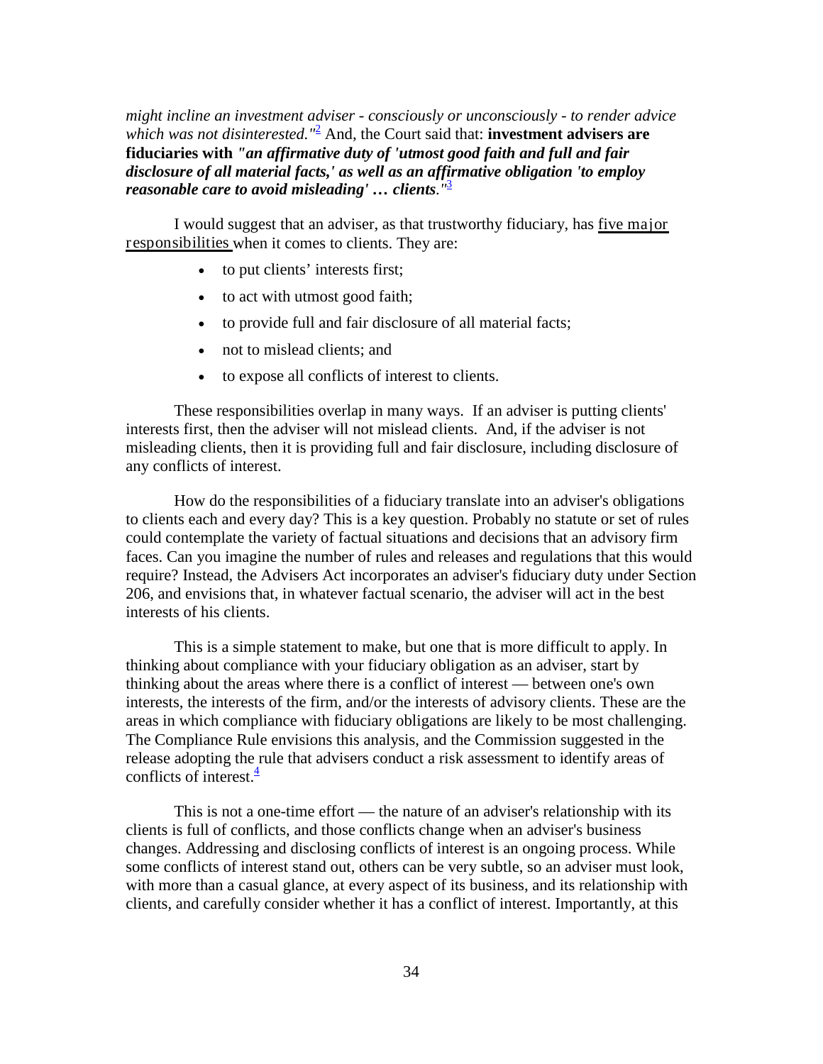*might incline an investment adviser - consciously or unconsciously - to render advice which was not disinterested."*[2] And, the Court said that: **investment advisers are fiduciaries with *"an affirmative duty of 'utmost good faith and full and fair disclosure of all material facts,' as well as an affirmative obligation 'to employ reasonable care to avoid misleading' … clients."*[3]**

I would suggest that an adviser, as that trustworthy fiduciary, has <u>five major responsibilities</u> when it comes to clients. They are:

- to put clients' interests first;
- to act with utmost good faith;
- to provide full and fair disclosure of all material facts;
- not to mislead clients; and
- to expose all conflicts of interest to clients.

These responsibilities overlap in many ways. If an adviser is putting clients' interests first, then the adviser will not mislead clients. And, if the adviser is not misleading clients, then it is providing full and fair disclosure, including disclosure of any conflicts of interest.

How do the responsibilities of a fiduciary translate into an adviser's obligations to clients each and every day? This is a key question. Probably no statute or set of rules could contemplate the variety of factual situations and decisions that an advisory firm faces. Can you imagine the number of rules and releases and regulations that this would require? Instead, the Advisers Act incorporates an adviser's fiduciary duty under Section 206, and envisions that, in whatever factual scenario, the adviser will act in the best interests of his clients.

This is a simple statement to make, but one that is more difficult to apply. In thinking about compliance with your fiduciary obligation as an adviser, start by thinking about the areas where there is a conflict of interest — between one's own interests, the interests of the firm, and/or the interests of advisory clients. These are the areas in which compliance with fiduciary obligations are likely to be most challenging. The Compliance Rule envisions this analysis, and the Commission suggested in the release adopting the rule that advisers conduct a risk assessment to identify areas of conflicts of interest.[4]

This is not a one-time effort — the nature of an adviser's relationship with its clients is full of conflicts, and those conflicts change when an adviser's business changes. Addressing and disclosing conflicts of interest is an ongoing process. While some conflicts of interest stand out, others can be very subtle, so an adviser must look, with more than a casual glance, at every aspect of its business, and its relationship with clients, and carefully consider whether it has a conflict of interest. Importantly, at this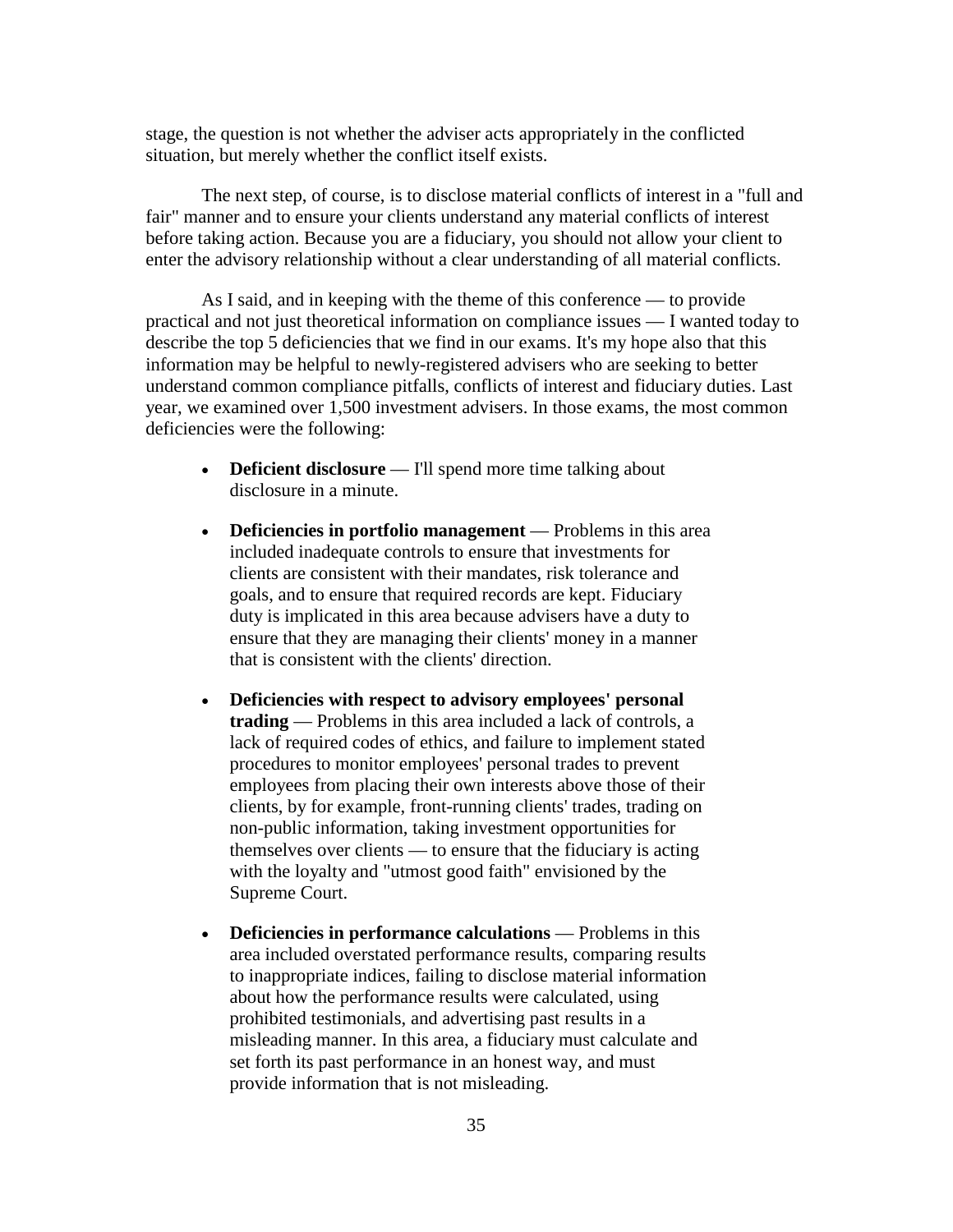stage, the question is not whether the adviser acts appropriately in the conflicted situation, but merely whether the conflict itself exists.

The next step, of course, is to disclose material conflicts of interest in a "full and fair" manner and to ensure your clients understand any material conflicts of interest before taking action. Because you are a fiduciary, you should not allow your client to enter the advisory relationship without a clear understanding of all material conflicts.

As I said, and in keeping with the theme of this conference — to provide practical and not just theoretical information on compliance issues — I wanted today to describe the top 5 deficiencies that we find in our exams. It's my hope also that this information may be helpful to newly-registered advisers who are seeking to better understand common compliance pitfalls, conflicts of interest and fiduciary duties. Last year, we examined over 1,500 investment advisers. In those exams, the most common deficiencies were the following:

- **Deficient disclosure** — I'll spend more time talking about disclosure in a minute.
- **Deficiencies in portfolio management** — Problems in this area included inadequate controls to ensure that investments for clients are consistent with their mandates, risk tolerance and goals, and to ensure that required records are kept. Fiduciary duty is implicated in this area because advisers have a duty to ensure that they are managing their clients' money in a manner that is consistent with the clients' direction.
- **Deficiencies with respect to advisory employees' personal trading** — Problems in this area included a lack of controls, a lack of required codes of ethics, and failure to implement stated procedures to monitor employees' personal trades to prevent employees from placing their own interests above those of their clients, by for example, front-running clients' trades, trading on non-public information, taking investment opportunities for themselves over clients — to ensure that the fiduciary is acting with the loyalty and "utmost good faith" envisioned by the Supreme Court.
- **Deficiencies in performance calculations** — Problems in this area included overstated performance results, comparing results to inappropriate indices, failing to disclose material information about how the performance results were calculated, using prohibited testimonials, and advertising past results in a misleading manner. In this area, a fiduciary must calculate and set forth its past performance in an honest way, and must provide information that is not misleading.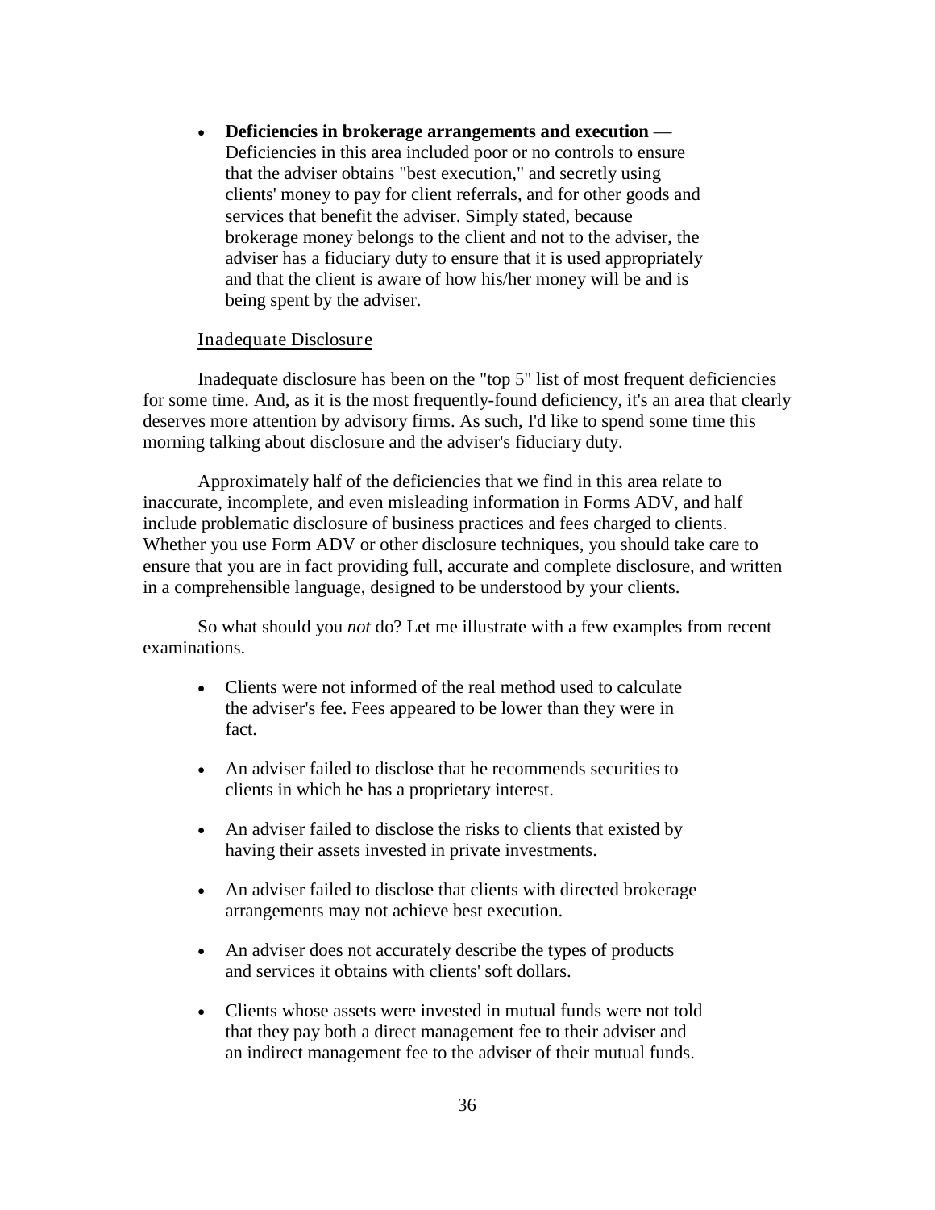- **Deficiencies in brokerage arrangements and execution** — Deficiencies in this area included poor or no controls to ensure that the adviser obtains "best execution," and secretly using clients' money to pay for client referrals, and for other goods and services that benefit the adviser. Simply stated, because brokerage money belongs to the client and not to the adviser, the adviser has a fiduciary duty to ensure that it is used appropriately and that the client is aware of how his/her money will be and is being spent by the adviser.

Inadequate Disclosure

Inadequate disclosure has been on the "top 5" list of most frequent deficiencies for some time. And, as it is the most frequently-found deficiency, it's an area that clearly deserves more attention by advisory firms. As such, I'd like to spend some time this morning talking about disclosure and the adviser's fiduciary duty.

Approximately half of the deficiencies that we find in this area relate to inaccurate, incomplete, and even misleading information in Forms ADV, and half include problematic disclosure of business practices and fees charged to clients. Whether you use Form ADV or other disclosure techniques, you should take care to ensure that you are in fact providing full, accurate and complete disclosure, and written in a comprehensible language, designed to be understood by your clients.

So what should you *not* do? Let me illustrate with a few examples from recent examinations.

- Clients were not informed of the real method used to calculate the adviser's fee. Fees appeared to be lower than they were in fact.
- An adviser failed to disclose that he recommends securities to clients in which he has a proprietary interest.
- An adviser failed to disclose the risks to clients that existed by having their assets invested in private investments.
- An adviser failed to disclose that clients with directed brokerage arrangements may not achieve best execution.
- An adviser does not accurately describe the types of products and services it obtains with clients' soft dollars.
- Clients whose assets were invested in mutual funds were not told that they pay both a direct management fee to their adviser and an indirect management fee to the adviser of their mutual funds.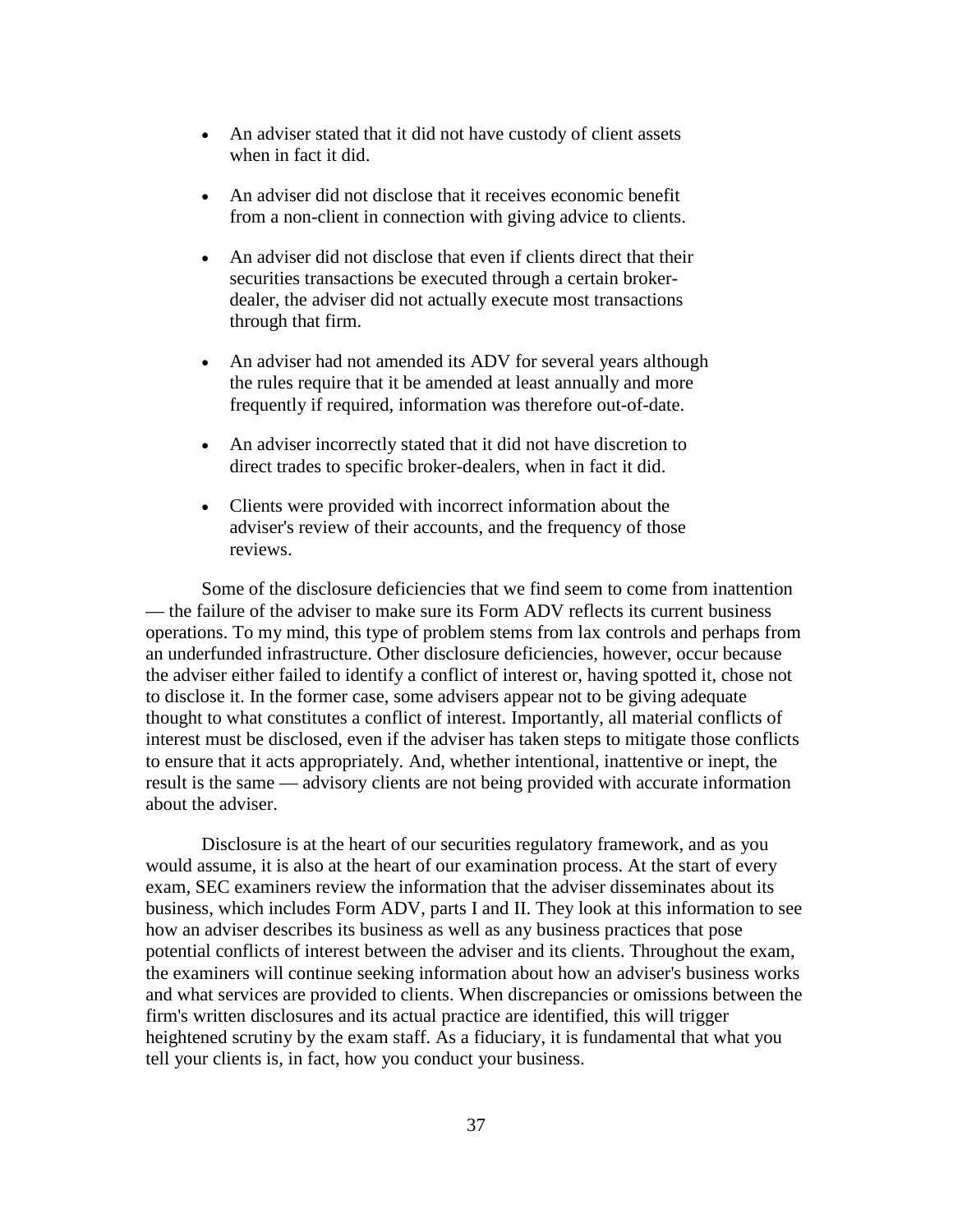- An adviser stated that it did not have custody of client assets when in fact it did.
- An adviser did not disclose that it receives economic benefit from a non-client in connection with giving advice to clients.
- An adviser did not disclose that even if clients direct that their securities transactions be executed through a certain broker-dealer, the adviser did not actually execute most transactions through that firm.
- An adviser had not amended its ADV for several years although the rules require that it be amended at least annually and more frequently if required, information was therefore out-of-date.
- An adviser incorrectly stated that it did not have discretion to direct trades to specific broker-dealers, when in fact it did.
- Clients were provided with incorrect information about the adviser's review of their accounts, and the frequency of those reviews.

Some of the disclosure deficiencies that we find seem to come from inattention — the failure of the adviser to make sure its Form ADV reflects its current business operations. To my mind, this type of problem stems from lax controls and perhaps from an underfunded infrastructure. Other disclosure deficiencies, however, occur because the adviser either failed to identify a conflict of interest or, having spotted it, chose not to disclose it. In the former case, some advisers appear not to be giving adequate thought to what constitutes a conflict of interest. Importantly, all material conflicts of interest must be disclosed, even if the adviser has taken steps to mitigate those conflicts to ensure that it acts appropriately. And, whether intentional, inattentive or inept, the result is the same — advisory clients are not being provided with accurate information about the adviser.

Disclosure is at the heart of our securities regulatory framework, and as you would assume, it is also at the heart of our examination process. At the start of every exam, SEC examiners review the information that the adviser disseminates about its business, which includes Form ADV, parts I and II. They look at this information to see how an adviser describes its business as well as any business practices that pose potential conflicts of interest between the adviser and its clients. Throughout the exam, the examiners will continue seeking information about how an adviser's business works and what services are provided to clients. When discrepancies or omissions between the firm's written disclosures and its actual practice are identified, this will trigger heightened scrutiny by the exam staff. As a fiduciary, it is fundamental that what you tell your clients is, in fact, how you conduct your business.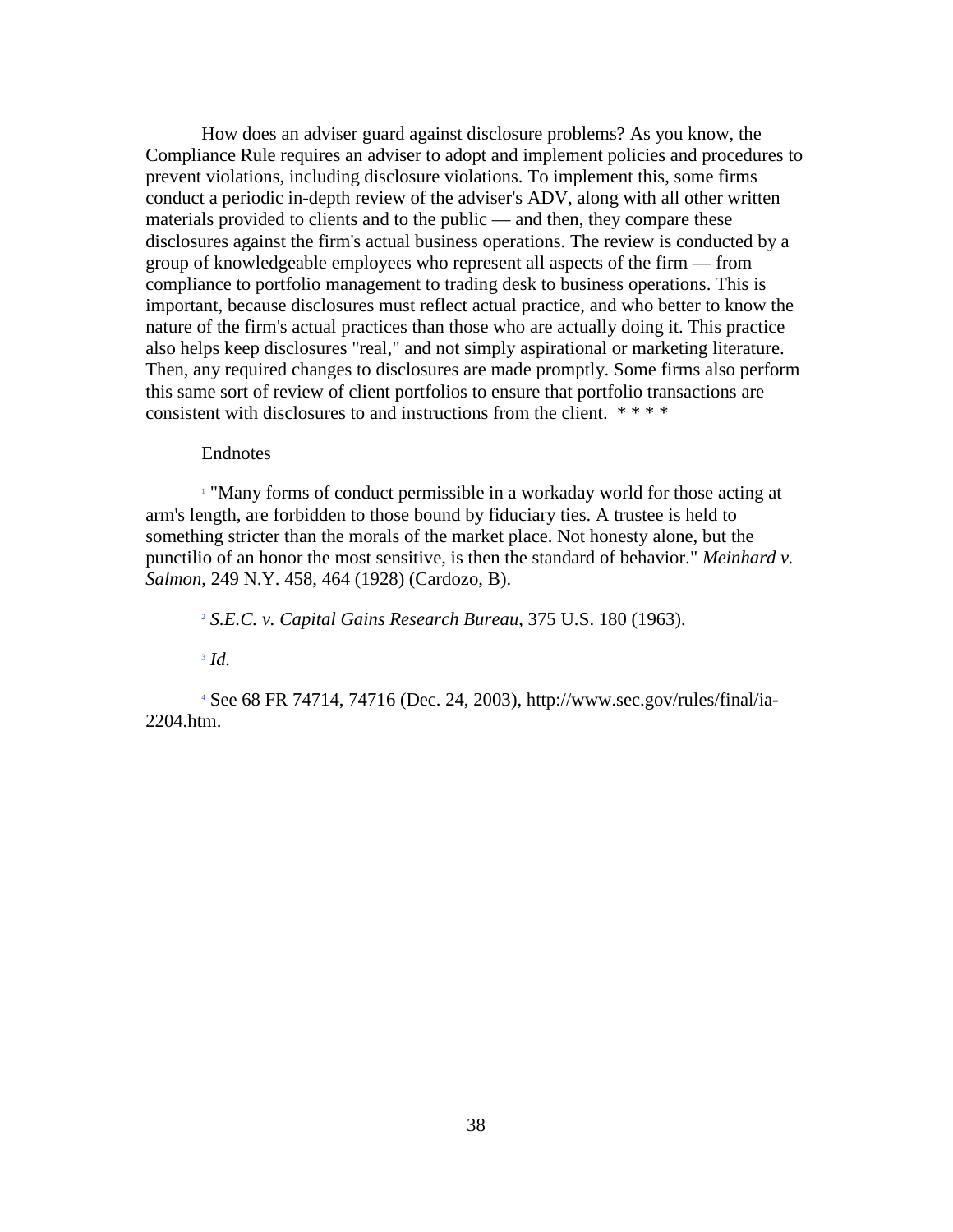How does an adviser guard against disclosure problems? As you know, the Compliance Rule requires an adviser to adopt and implement policies and procedures to prevent violations, including disclosure violations. To implement this, some firms conduct a periodic in-depth review of the adviser's ADV, along with all other written materials provided to clients and to the public — and then, they compare these disclosures against the firm's actual business operations. The review is conducted by a group of knowledgeable employees who represent all aspects of the firm — from compliance to portfolio management to trading desk to business operations. This is important, because disclosures must reflect actual practice, and who better to know the nature of the firm's actual practices than those who are actually doing it. This practice also helps keep disclosures "real," and not simply aspirational or marketing literature. Then, any required changes to disclosures are made promptly. Some firms also perform this same sort of review of client portfolios to ensure that portfolio transactions are consistent with disclosures to and instructions from the client. * * * *

Endnotes

[1] "Many forms of conduct permissible in a workaday world for those acting at arm's length, are forbidden to those bound by fiduciary ties. A trustee is held to something stricter than the morals of the market place. Not honesty alone, but the punctilio of an honor the most sensitive, is then the standard of behavior." *Meinhard v. Salmon*, 249 N.Y. 458, 464 (1928) (Cardozo, B).

[2] *S.E.C. v. Capital Gains Research Bureau*, 375 U.S. 180 (1963).

[3] *Id.*

[4] See 68 FR 74714, 74716 (Dec. 24, 2003), http://www.sec.gov/rules/final/ia-2204.htm.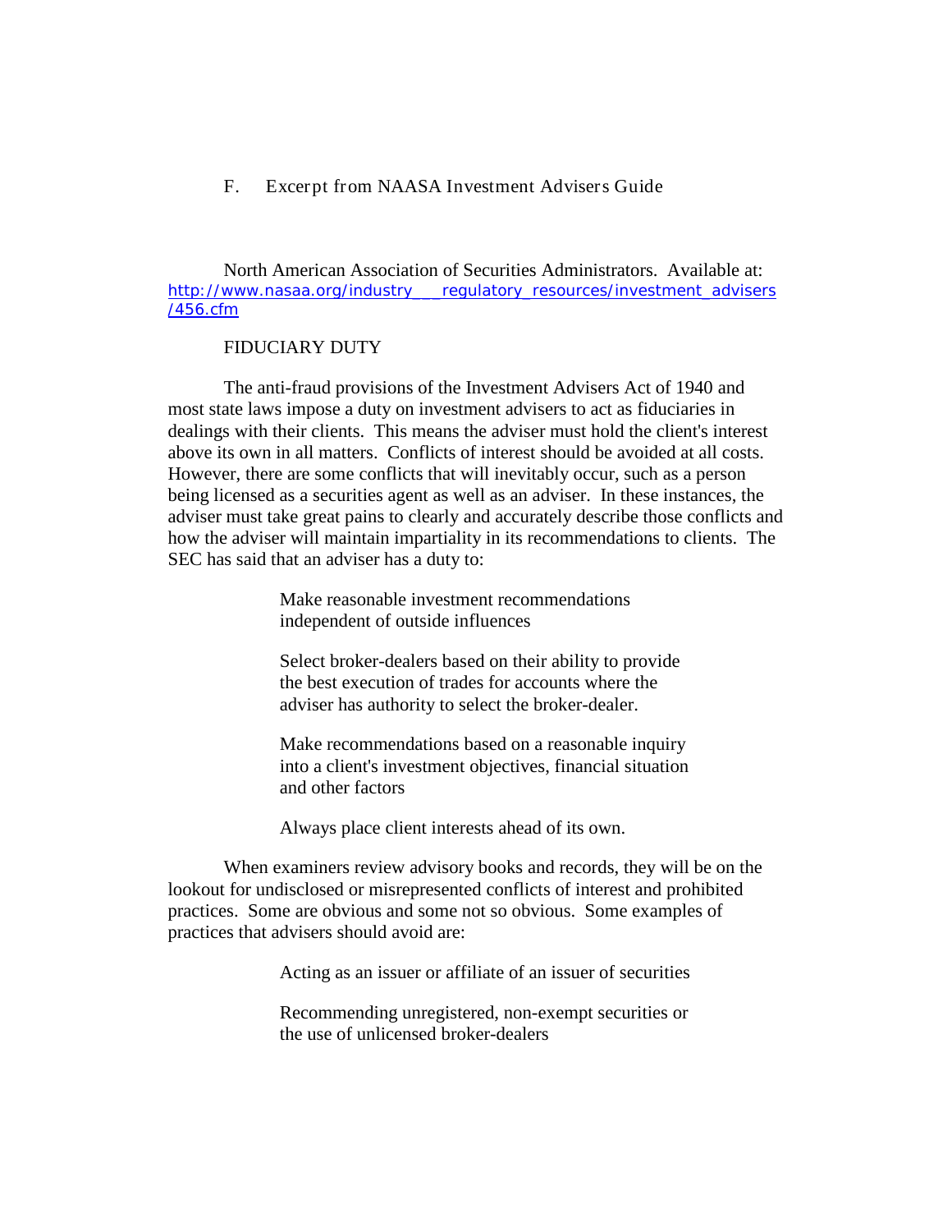## F. Excerpt from NAASA Investment Advisers Guide

North American Association of Securities Administrators. Available at: http://www.nasaa.org/industry___regulatory_resources/investment_advisers/456.cfm

### FIDUCIARY DUTY

The anti-fraud provisions of the Investment Advisers Act of 1940 and most state laws impose a duty on investment advisers to act as fiduciaries in dealings with their clients. This means the adviser must hold the client's interest above its own in all matters. Conflicts of interest should be avoided at all costs. However, there are some conflicts that will inevitably occur, such as a person being licensed as a securities agent as well as an adviser. In these instances, the adviser must take great pains to clearly and accurately describe those conflicts and how the adviser will maintain impartiality in its recommendations to clients. The SEC has said that an adviser has a duty to:

> Make reasonable investment recommendations independent of outside influences
>
> Select broker-dealers based on their ability to provide the best execution of trades for accounts where the adviser has authority to select the broker-dealer.
>
> Make recommendations based on a reasonable inquiry into a client's investment objectives, financial situation and other factors
>
> Always place client interests ahead of its own.

When examiners review advisory books and records, they will be on the lookout for undisclosed or misrepresented conflicts of interest and prohibited practices. Some are obvious and some not so obvious. Some examples of practices that advisers should avoid are:

> Acting as an issuer or affiliate of an issuer of securities
>
> Recommending unregistered, non-exempt securities or the use of unlicensed broker-dealers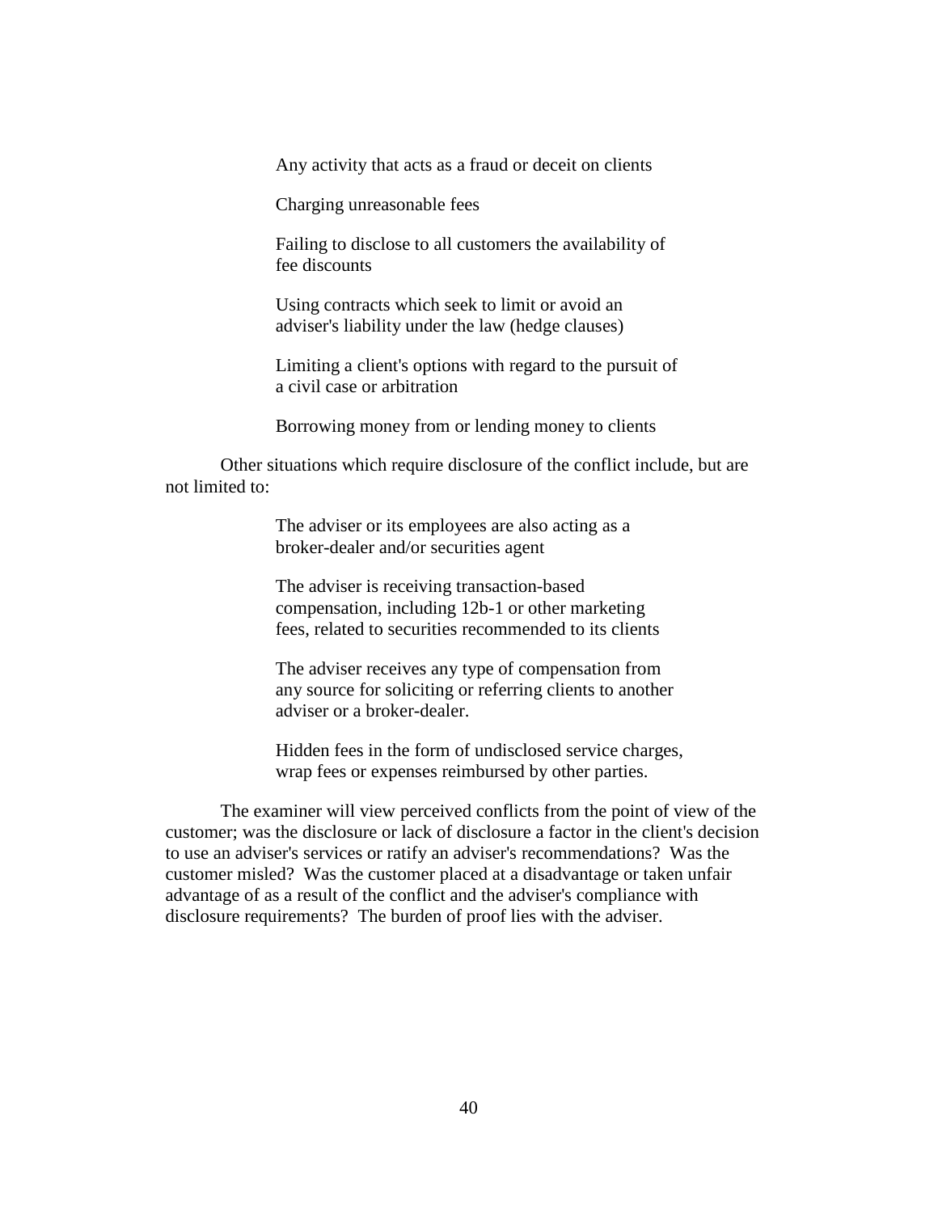Any activity that acts as a fraud or deceit on clients

Charging unreasonable fees

Failing to disclose to all customers the availability of fee discounts

Using contracts which seek to limit or avoid an adviser's liability under the law (hedge clauses)

Limiting a client's options with regard to the pursuit of a civil case or arbitration

Borrowing money from or lending money to clients

Other situations which require disclosure of the conflict include, but are not limited to:

The adviser or its employees are also acting as a broker-dealer and/or securities agent

The adviser is receiving transaction-based compensation, including 12b-1 or other marketing fees, related to securities recommended to its clients

The adviser receives any type of compensation from any source for soliciting or referring clients to another adviser or a broker-dealer.

Hidden fees in the form of undisclosed service charges, wrap fees or expenses reimbursed by other parties.

The examiner will view perceived conflicts from the point of view of the customer; was the disclosure or lack of disclosure a factor in the client's decision to use an adviser's services or ratify an adviser's recommendations? Was the customer misled? Was the customer placed at a disadvantage or taken unfair advantage of as a result of the conflict and the adviser's compliance with disclosure requirements? The burden of proof lies with the adviser.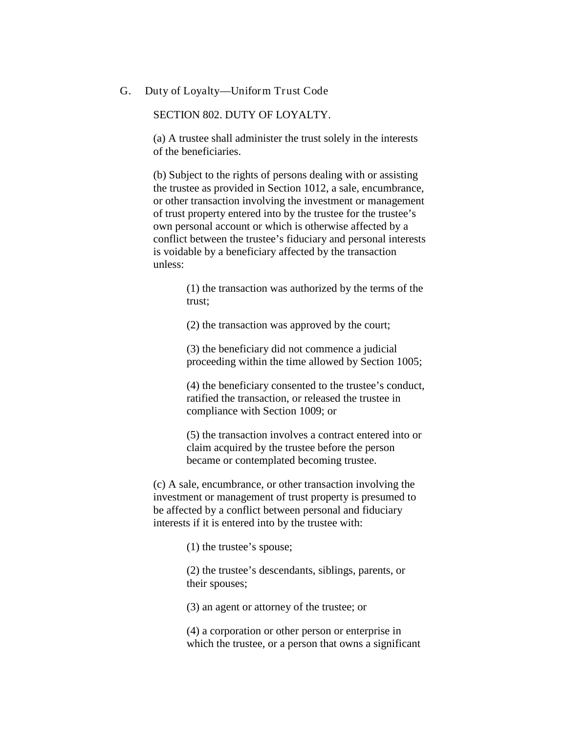## G. Duty of Loyalty—Uniform Trust Code

SECTION 802. DUTY OF LOYALTY.

(a) A trustee shall administer the trust solely in the interests of the beneficiaries.

(b) Subject to the rights of persons dealing with or assisting the trustee as provided in Section 1012, a sale, encumbrance, or other transaction involving the investment or management of trust property entered into by the trustee for the trustee's own personal account or which is otherwise affected by a conflict between the trustee's fiduciary and personal interests is voidable by a beneficiary affected by the transaction unless:

> (1) the transaction was authorized by the terms of the trust;
>
> (2) the transaction was approved by the court;
>
> (3) the beneficiary did not commence a judicial proceeding within the time allowed by Section 1005;
>
> (4) the beneficiary consented to the trustee's conduct, ratified the transaction, or released the trustee in compliance with Section 1009; or
>
> (5) the transaction involves a contract entered into or claim acquired by the trustee before the person became or contemplated becoming trustee.

(c) A sale, encumbrance, or other transaction involving the investment or management of trust property is presumed to be affected by a conflict between personal and fiduciary interests if it is entered into by the trustee with:

> (1) the trustee's spouse;
>
> (2) the trustee's descendants, siblings, parents, or their spouses;
>
> (3) an agent or attorney of the trustee; or
>
> (4) a corporation or other person or enterprise in which the trustee, or a person that owns a significant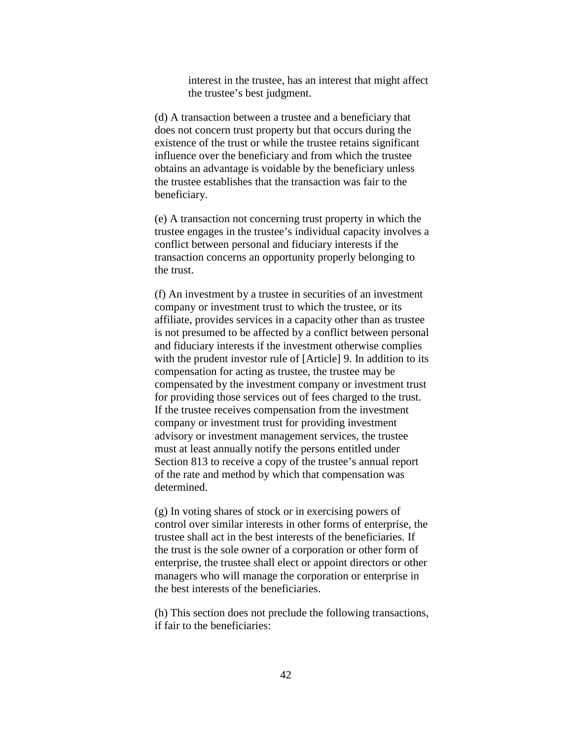interest in the trustee, has an interest that might affect the trustee's best judgment.

(d) A transaction between a trustee and a beneficiary that does not concern trust property but that occurs during the existence of the trust or while the trustee retains significant influence over the beneficiary and from which the trustee obtains an advantage is voidable by the beneficiary unless the trustee establishes that the transaction was fair to the beneficiary.

(e) A transaction not concerning trust property in which the trustee engages in the trustee's individual capacity involves a conflict between personal and fiduciary interests if the transaction concerns an opportunity properly belonging to the trust.

(f) An investment by a trustee in securities of an investment company or investment trust to which the trustee, or its affiliate, provides services in a capacity other than as trustee is not presumed to be affected by a conflict between personal and fiduciary interests if the investment otherwise complies with the prudent investor rule of [Article] 9. In addition to its compensation for acting as trustee, the trustee may be compensated by the investment company or investment trust for providing those services out of fees charged to the trust. If the trustee receives compensation from the investment company or investment trust for providing investment advisory or investment management services, the trustee must at least annually notify the persons entitled under Section 813 to receive a copy of the trustee's annual report of the rate and method by which that compensation was determined.

(g) In voting shares of stock or in exercising powers of control over similar interests in other forms of enterprise, the trustee shall act in the best interests of the beneficiaries. If the trust is the sole owner of a corporation or other form of enterprise, the trustee shall elect or appoint directors or other managers who will manage the corporation or enterprise in the best interests of the beneficiaries.

(h) This section does not preclude the following transactions, if fair to the beneficiaries: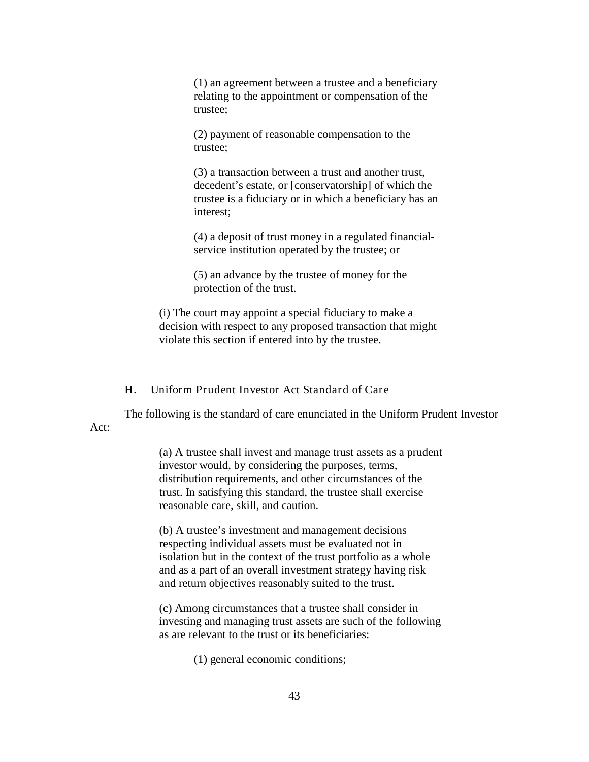(1) an agreement between a trustee and a beneficiary relating to the appointment or compensation of the trustee;

(2) payment of reasonable compensation to the trustee;

(3) a transaction between a trust and another trust, decedent's estate, or [conservatorship] of which the trustee is a fiduciary or in which a beneficiary has an interest;

(4) a deposit of trust money in a regulated financial-service institution operated by the trustee; or

(5) an advance by the trustee of money for the protection of the trust.

(i) The court may appoint a special fiduciary to make a decision with respect to any proposed transaction that might violate this section if entered into by the trustee.

## H. Uniform Prudent Investor Act Standard of Care

The following is the standard of care enunciated in the Uniform Prudent Investor Act:

> (a) A trustee shall invest and manage trust assets as a prudent investor would, by considering the purposes, terms, distribution requirements, and other circumstances of the trust. In satisfying this standard, the trustee shall exercise reasonable care, skill, and caution.
>
> (b) A trustee's investment and management decisions respecting individual assets must be evaluated not in isolation but in the context of the trust portfolio as a whole and as a part of an overall investment strategy having risk and return objectives reasonably suited to the trust.
>
> (c) Among circumstances that a trustee shall consider in investing and managing trust assets are such of the following as are relevant to the trust or its beneficiaries:
>
> (1) general economic conditions;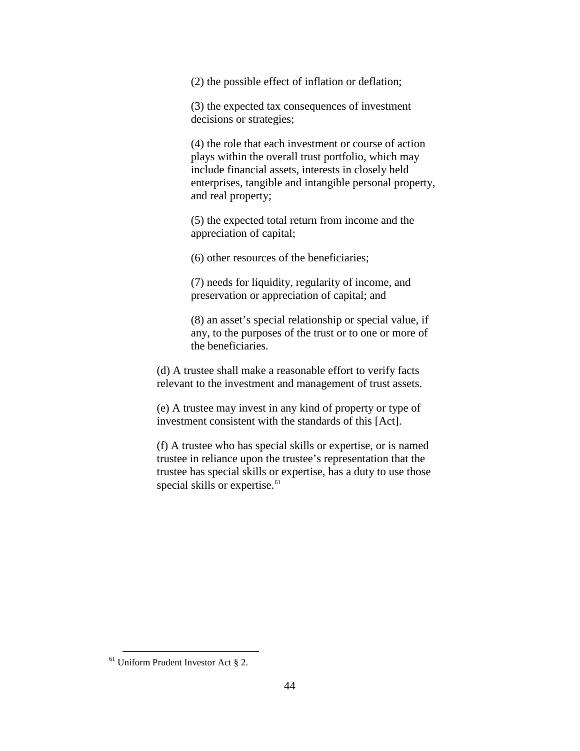(2) the possible effect of inflation or deflation;

(3) the expected tax consequences of investment decisions or strategies;

(4) the role that each investment or course of action plays within the overall trust portfolio, which may include financial assets, interests in closely held enterprises, tangible and intangible personal property, and real property;

(5) the expected total return from income and the appreciation of capital;

(6) other resources of the beneficiaries;

(7) needs for liquidity, regularity of income, and preservation or appreciation of capital; and

(8) an asset's special relationship or special value, if any, to the purposes of the trust or to one or more of the beneficiaries.

(d) A trustee shall make a reasonable effort to verify facts relevant to the investment and management of trust assets.

(e) A trustee may invest in any kind of property or type of investment consistent with the standards of this [Act].

(f) A trustee who has special skills or expertise, or is named trustee in reliance upon the trustee's representation that the trustee has special skills or expertise, has a duty to use those special skills or expertise.[61]

---

[61] Uniform Prudent Investor Act § 2.